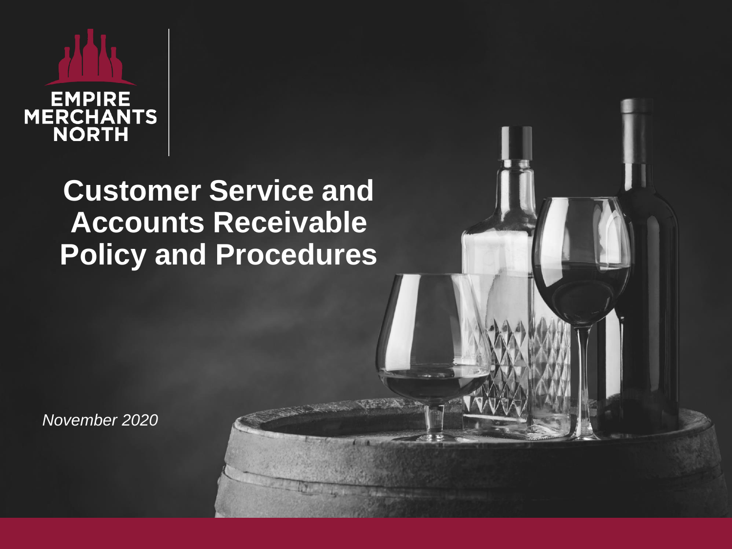EMPIRE MERCHANTS NORTH

# Customer Service and Accounts Receivable Policy and Procedures

*November 2020*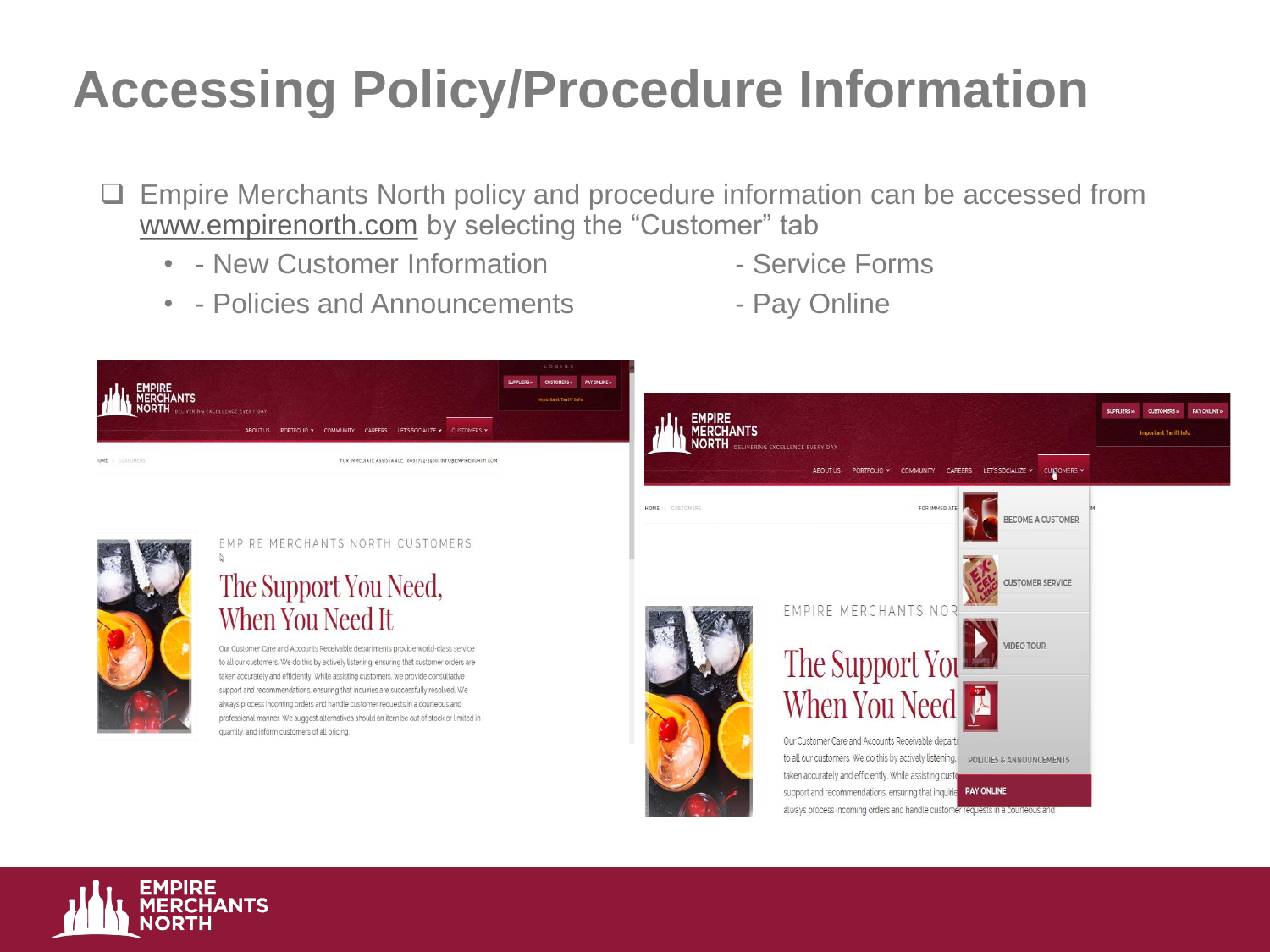# Accessing Policy/Procedure Information

- Empire Merchants North policy and procedure information can be accessed from www.empirenorth.com by selecting the "Customer" tab
  - - New Customer Information
  - - Policies and Announcements
  - - Service Forms
  - - Pay Online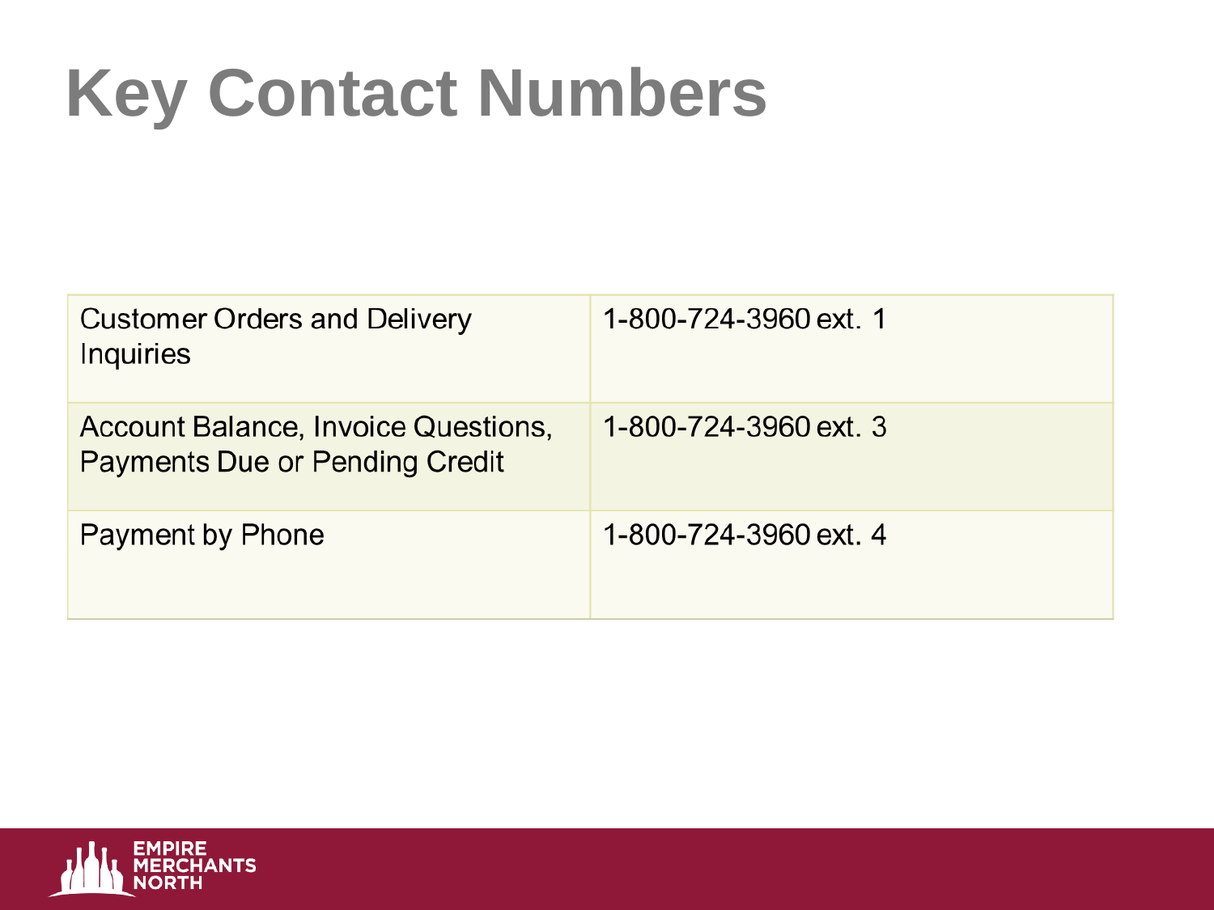# Key Contact Numbers

| | |
|---|---|
| Customer Orders and Delivery Inquiries | 1-800-724-3960 ext. 1 |
| Account Balance, Invoice Questions, Payments Due or Pending Credit | 1-800-724-3960 ext. 3 |
| Payment by Phone | 1-800-724-3960 ext. 4 |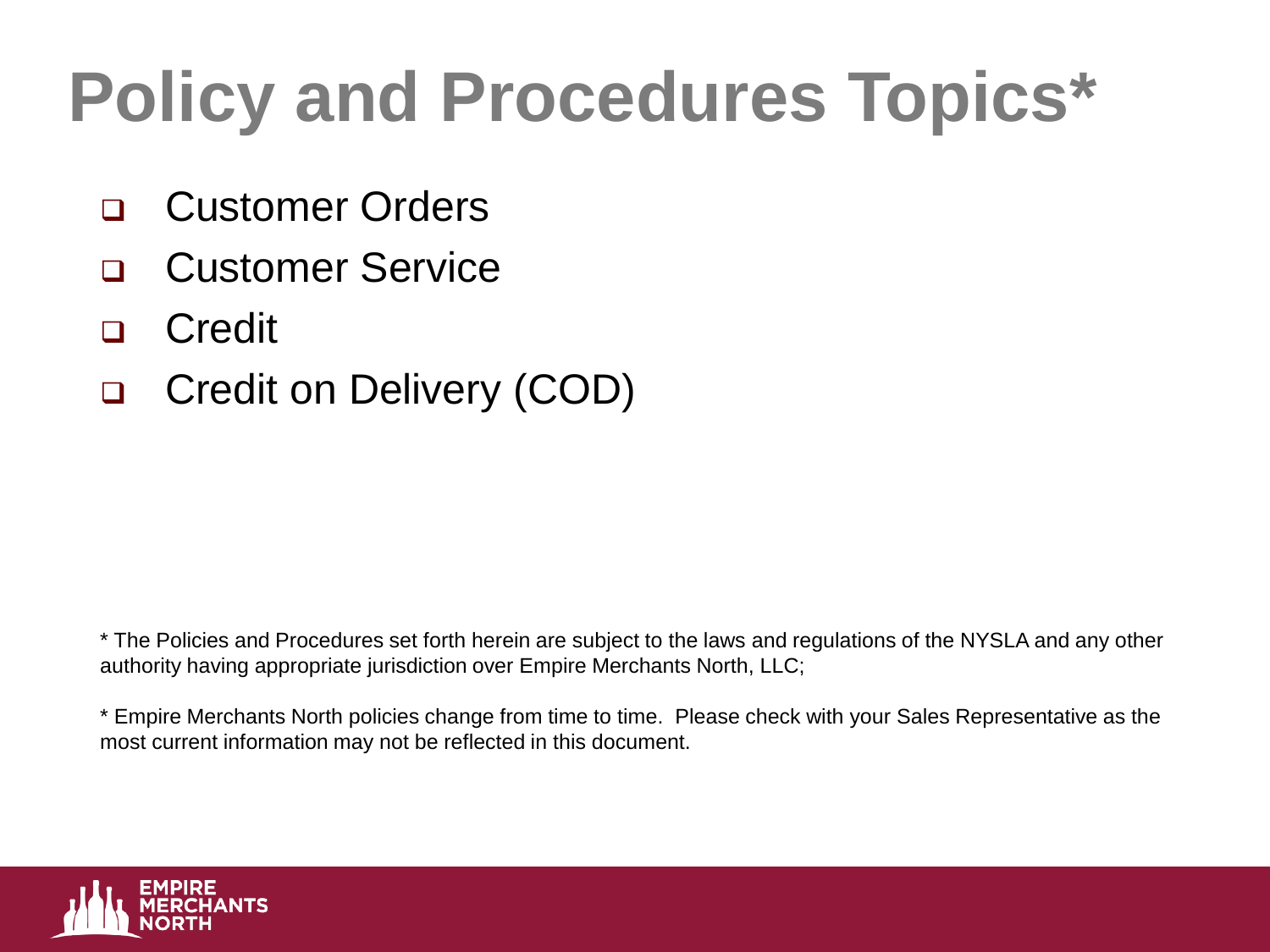# Policy and Procedures Topics*

- Customer Orders
- Customer Service
- Credit
- Credit on Delivery (COD)

* The Policies and Procedures set forth herein are subject to the laws and regulations of the NYSLA and any other authority having appropriate jurisdiction over Empire Merchants North, LLC;

* Empire Merchants North policies change from time to time. Please check with your Sales Representative as the most current information may not be reflected in this document.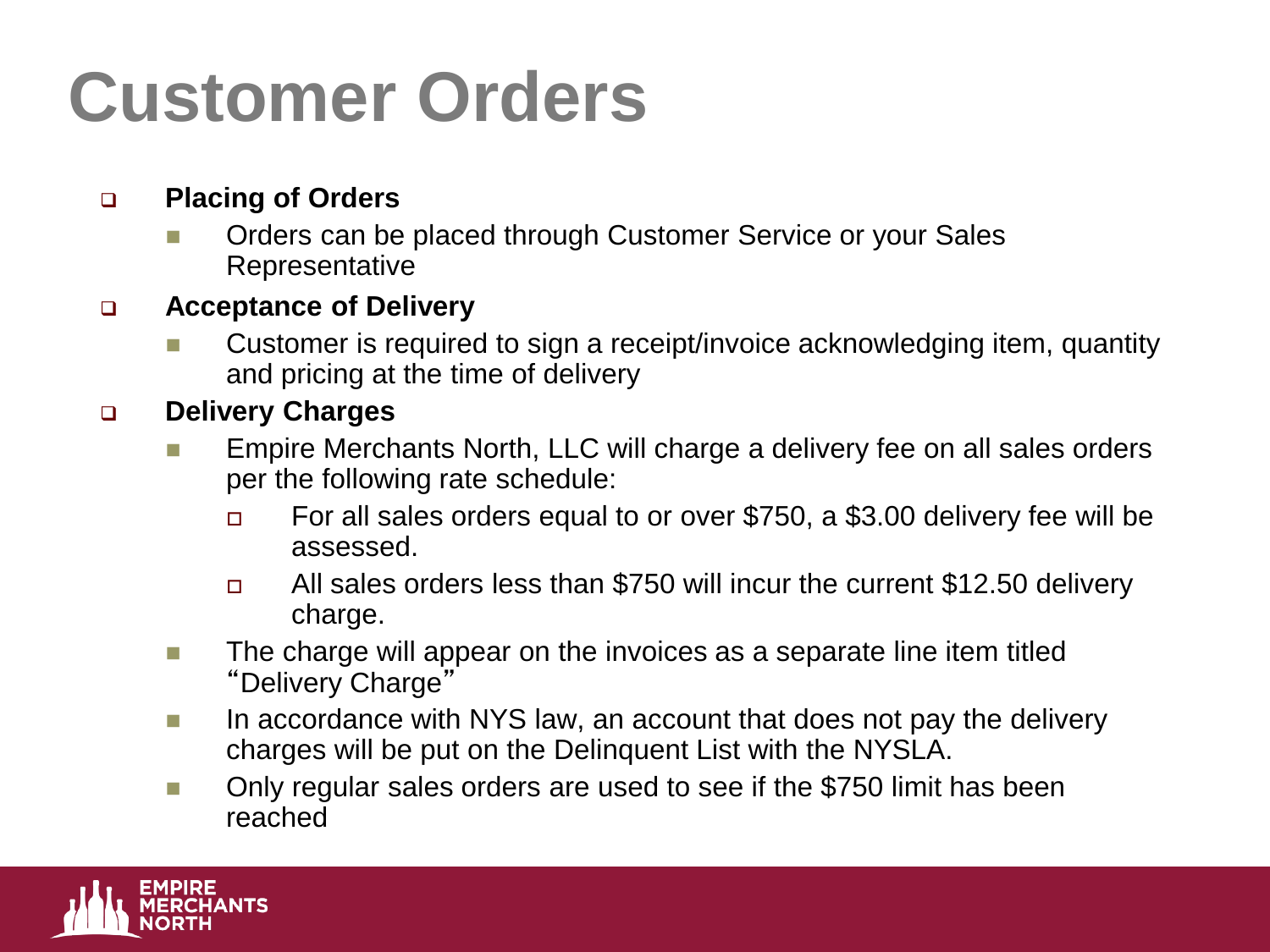# Customer Orders

- **Placing of Orders**
  - Orders can be placed through Customer Service or your Sales Representative
- **Acceptance of Delivery**
  - Customer is required to sign a receipt/invoice acknowledging item, quantity and pricing at the time of delivery
- **Delivery Charges**
  - Empire Merchants North, LLC will charge a delivery fee on all sales orders per the following rate schedule:
    - For all sales orders equal to or over $750, a $3.00 delivery fee will be assessed.
    - All sales orders less than $750 will incur the current $12.50 delivery charge.
  - The charge will appear on the invoices as a separate line item titled "Delivery Charge"
  - In accordance with NYS law, an account that does not pay the delivery charges will be put on the Delinquent List with the NYSLA.
  - Only regular sales orders are used to see if the $750 limit has been reached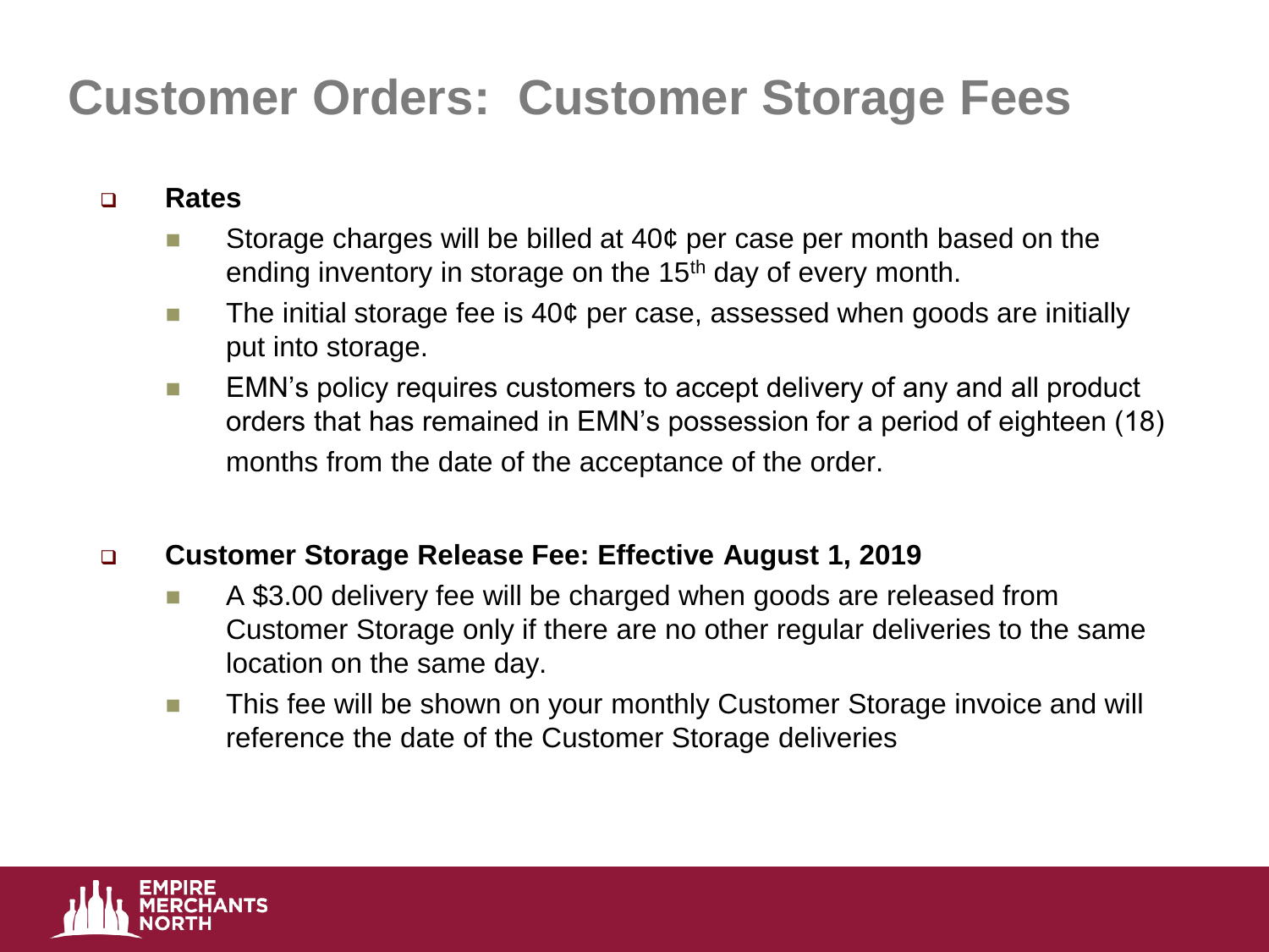# Customer Orders: Customer Storage Fees

- **Rates**
  - Storage charges will be billed at 40¢ per case per month based on the ending inventory in storage on the 15th day of every month.
  - The initial storage fee is 40¢ per case, assessed when goods are initially put into storage.
  - EMN's policy requires customers to accept delivery of any and all product orders that has remained in EMN's possession for a period of eighteen (18) months from the date of the acceptance of the order.

- **Customer Storage Release Fee: Effective August 1, 2019**
  - A $3.00 delivery fee will be charged when goods are released from Customer Storage only if there are no other regular deliveries to the same location on the same day.
  - This fee will be shown on your monthly Customer Storage invoice and will reference the date of the Customer Storage deliveries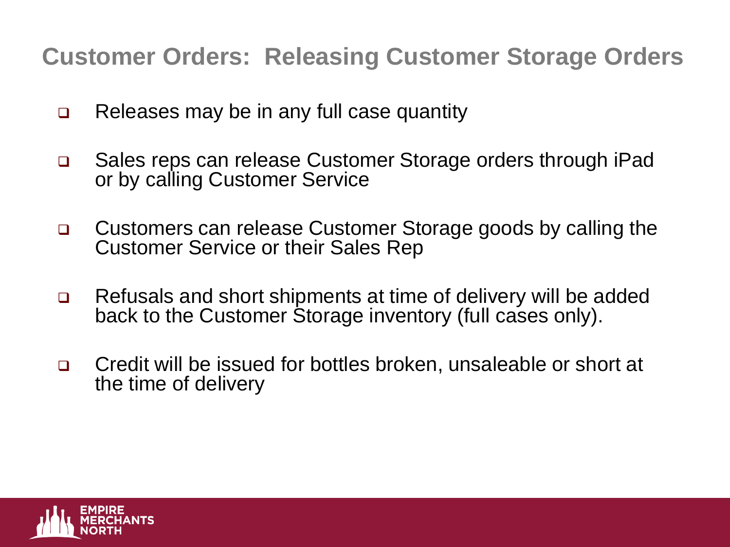## Customer Orders: Releasing Customer Storage Orders

- Releases may be in any full case quantity
- Sales reps can release Customer Storage orders through iPad or by calling Customer Service
- Customers can release Customer Storage goods by calling the Customer Service or their Sales Rep
- Refusals and short shipments at time of delivery will be added back to the Customer Storage inventory (full cases only).
- Credit will be issued for bottles broken, unsaleable or short at the time of delivery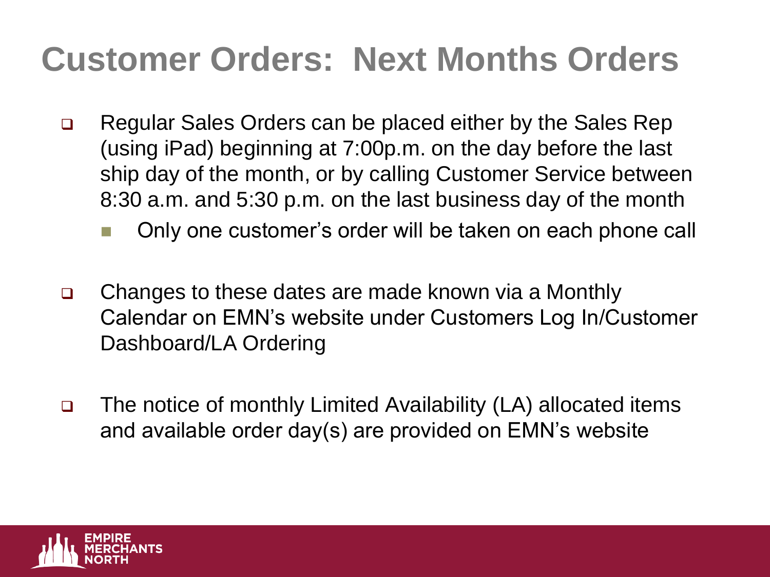# Customer Orders: Next Months Orders

- Regular Sales Orders can be placed either by the Sales Rep (using iPad) beginning at 7:00p.m. on the day before the last ship day of the month, or by calling Customer Service between 8:30 a.m. and 5:30 p.m. on the last business day of the month
  - Only one customer's order will be taken on each phone call
- Changes to these dates are made known via a Monthly Calendar on EMN's website under Customers Log In/Customer Dashboard/LA Ordering
- The notice of monthly Limited Availability (LA) allocated items and available order day(s) are provided on EMN's website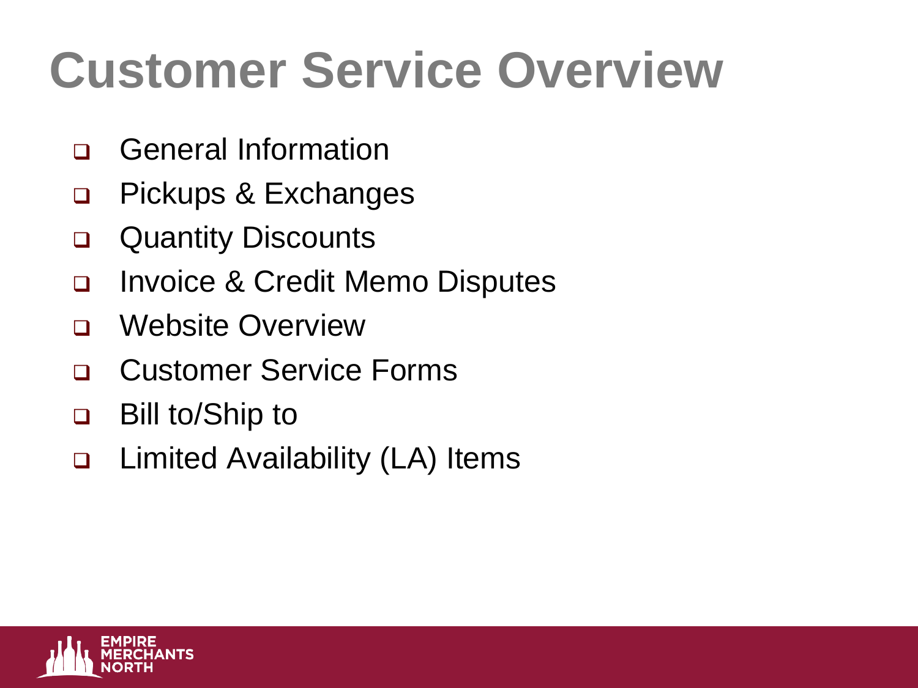# Customer Service Overview

- General Information
- Pickups & Exchanges
- Quantity Discounts
- Invoice & Credit Memo Disputes
- Website Overview
- Customer Service Forms
- Bill to/Ship to
- Limited Availability (LA) Items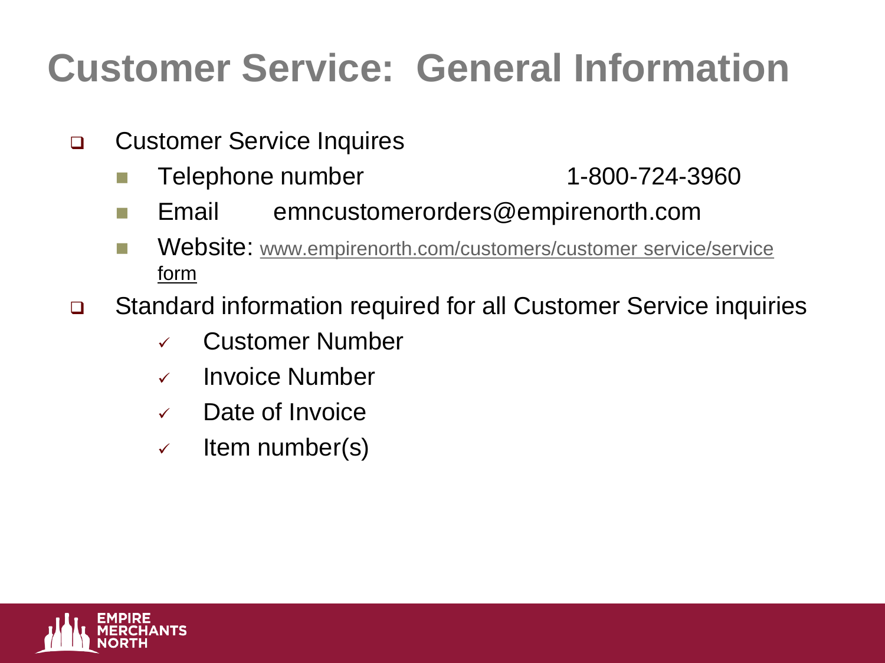# Customer Service:  General Information

- Customer Service Inquires
  - Telephone number 1-800-724-3960
  - Email emncustomerorders@empirenorth.com
  - Website: www.empirenorth.com/customers/customer service/service form
- Standard information required for all Customer Service inquiries
  - ✓ Customer Number
  - ✓ Invoice Number
  - ✓ Date of Invoice
  - ✓ Item number(s)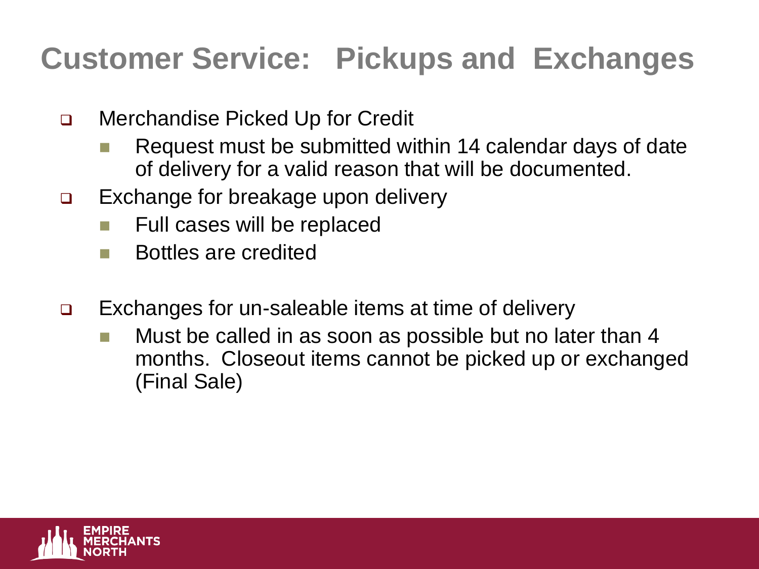# Customer Service: Pickups and Exchanges

- Merchandise Picked Up for Credit
  - Request must be submitted within 14 calendar days of date of delivery for a valid reason that will be documented.
- Exchange for breakage upon delivery
  - Full cases will be replaced
  - Bottles are credited
- Exchanges for un-saleable items at time of delivery
  - Must be called in as soon as possible but no later than 4 months. Closeout items cannot be picked up or exchanged (Final Sale)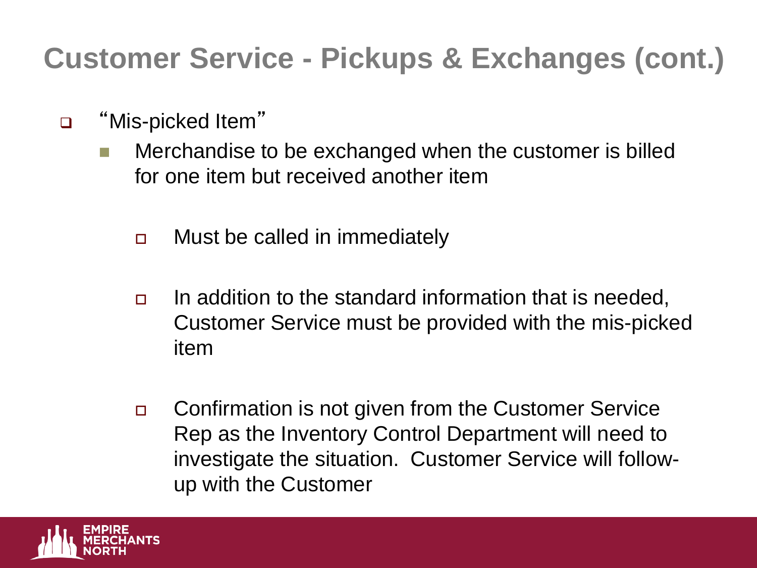# Customer Service - Pickups & Exchanges (cont.)

- "Mis-picked Item"
  - Merchandise to be exchanged when the customer is billed for one item but received another item
    - Must be called in immediately
    - In addition to the standard information that is needed, Customer Service must be provided with the mis-picked item
    - Confirmation is not given from the Customer Service Rep as the Inventory Control Department will need to investigate the situation. Customer Service will follow-up with the Customer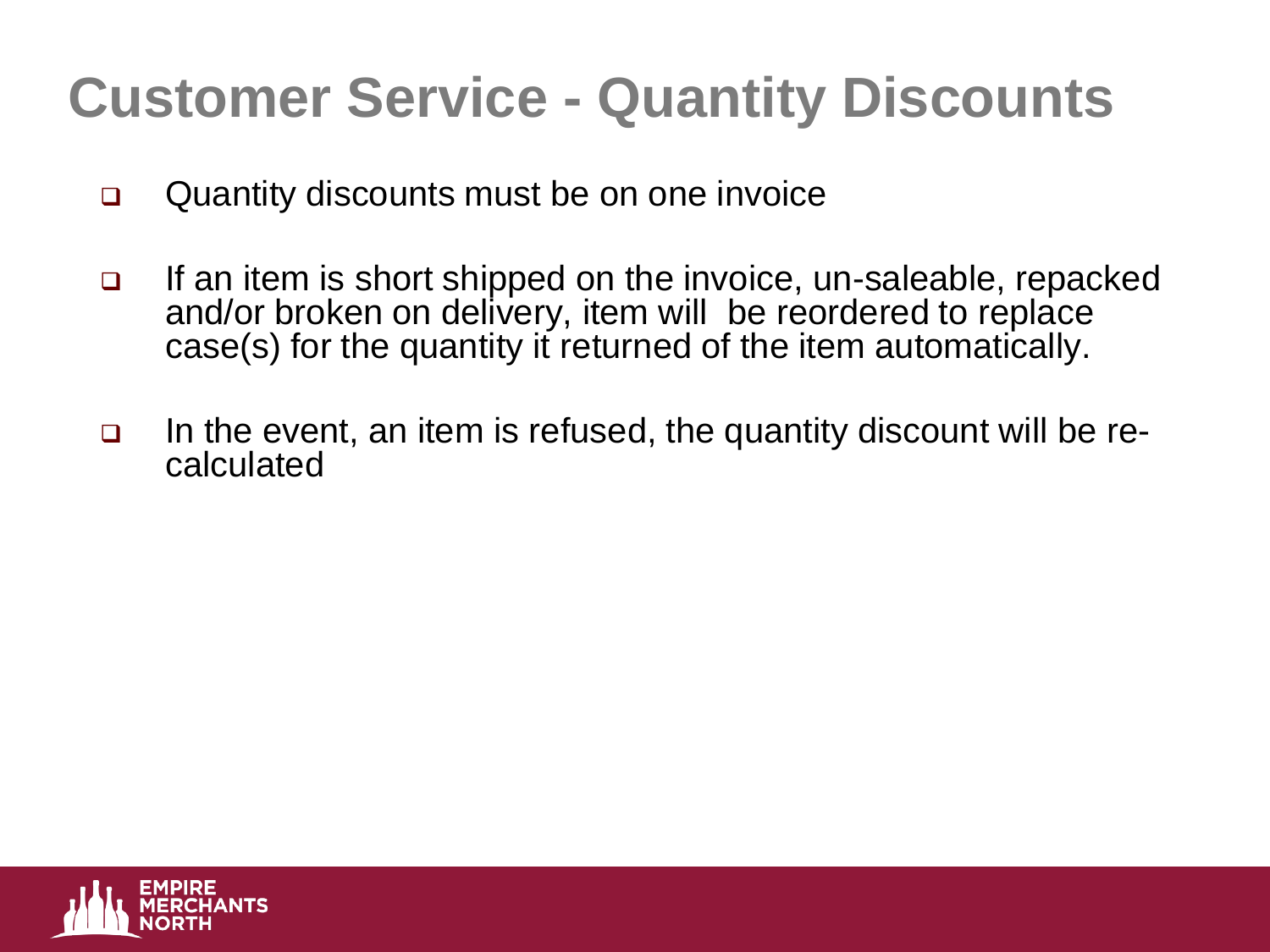# Customer Service - Quantity Discounts

- Quantity discounts must be on one invoice
- If an item is short shipped on the invoice, un-saleable, repacked and/or broken on delivery, item will be reordered to replace case(s) for the quantity it returned of the item automatically.
- In the event, an item is refused, the quantity discount will be re-calculated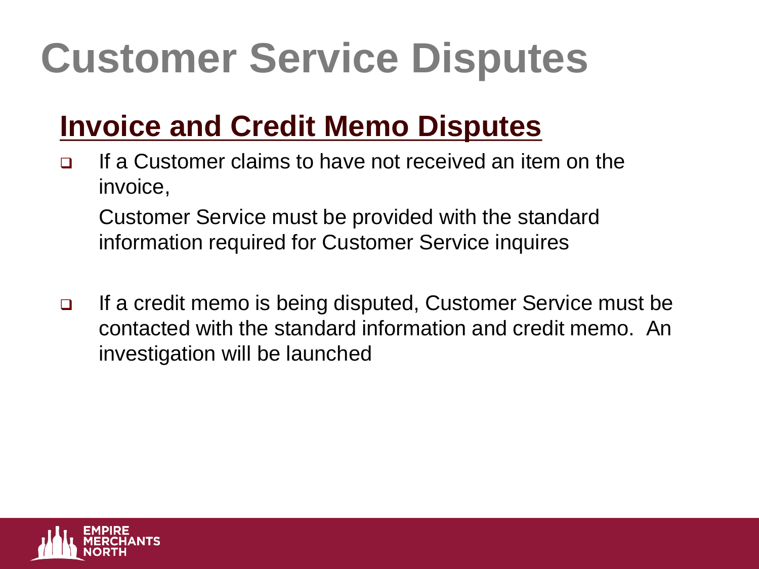# Customer Service Disputes

## Invoice and Credit Memo Disputes

- If a Customer claims to have not received an item on the invoice,

  Customer Service must be provided with the standard information required for Customer Service inquires

- If a credit memo is being disputed, Customer Service must be contacted with the standard information and credit memo. An investigation will be launched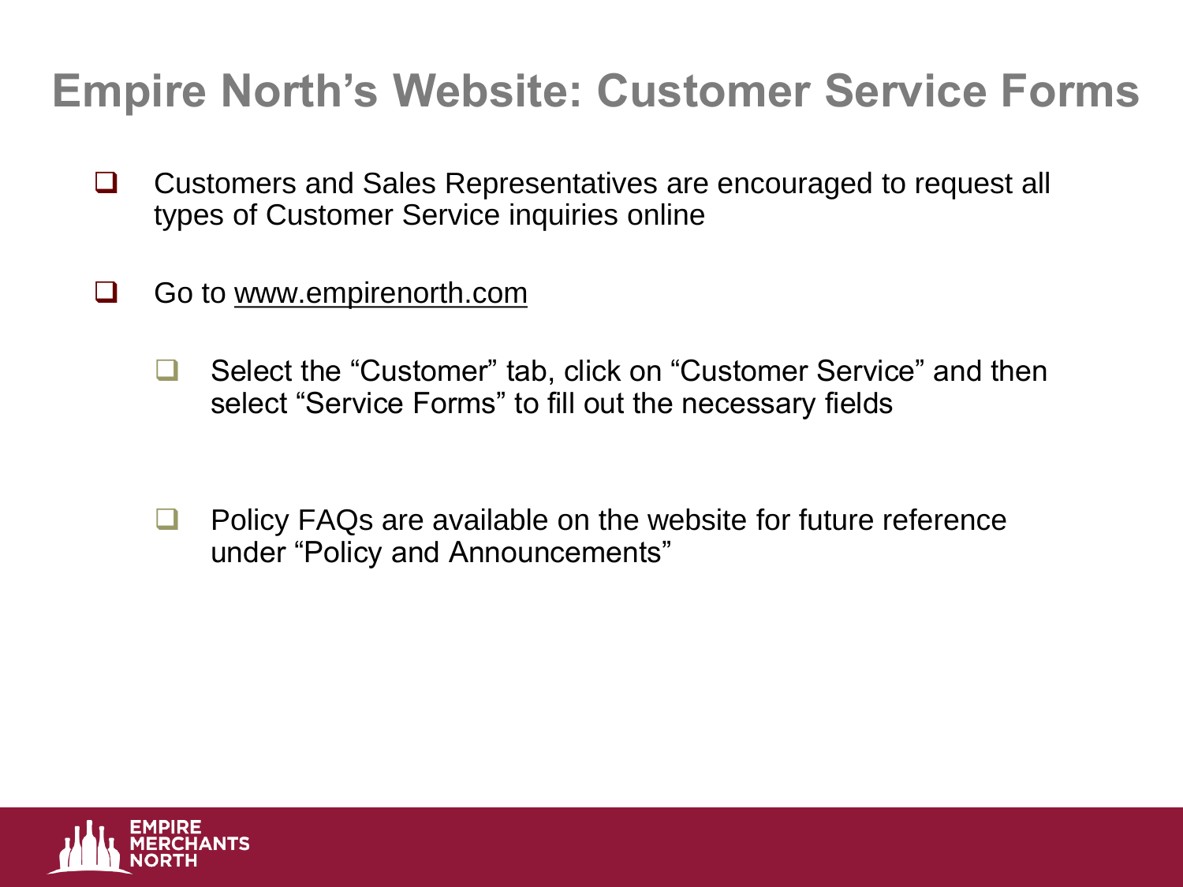# Empire North's Website: Customer Service Forms

- Customers and Sales Representatives are encouraged to request all types of Customer Service inquiries online
- Go to www.empirenorth.com
  - Select the "Customer" tab, click on "Customer Service" and then select "Service Forms" to fill out the necessary fields
  - Policy FAQs are available on the website for future reference under "Policy and Announcements"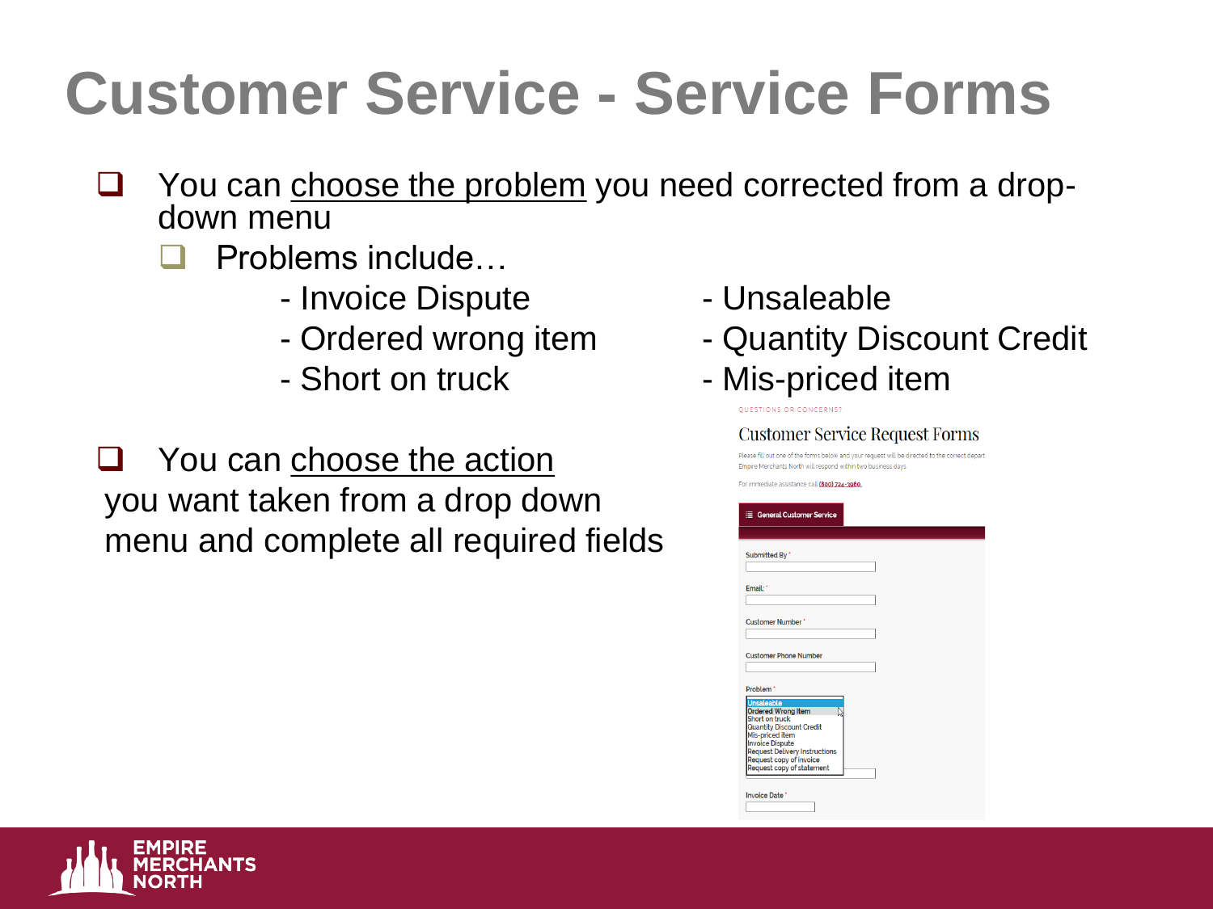# Customer Service - Service Forms

- You can <u>choose the problem</u> you need corrected from a drop-down menu
  - Problems include…
    - Invoice Dispute
    - Ordered wrong item
    - Short on truck
    - Unsaleable
    - Quantity Discount Credit
    - Mis-priced item

- You can <u>choose the action</u> you want taken from a drop down menu and complete all required fields

QUESTIONS OR CONCERNS?

## Customer Service Request Forms

Please fill out one of the forms below and your request will be directed to the correct depart

Empire Merchants North will respond within two business days.

For immediate assistance call (800) 724-3960.

**General Customer Service**

Submitted By *

Email: *

Customer Number *

Customer Phone Number

Problem *

- Unsaleable
- Ordered Wrong Item
- Short on truck
- Quantity Discount Credit
- Mis-priced item
- Invoice Dispute
- Request Delivery Instructions
- Request copy of invoice
- Request copy of statement

Invoice Date *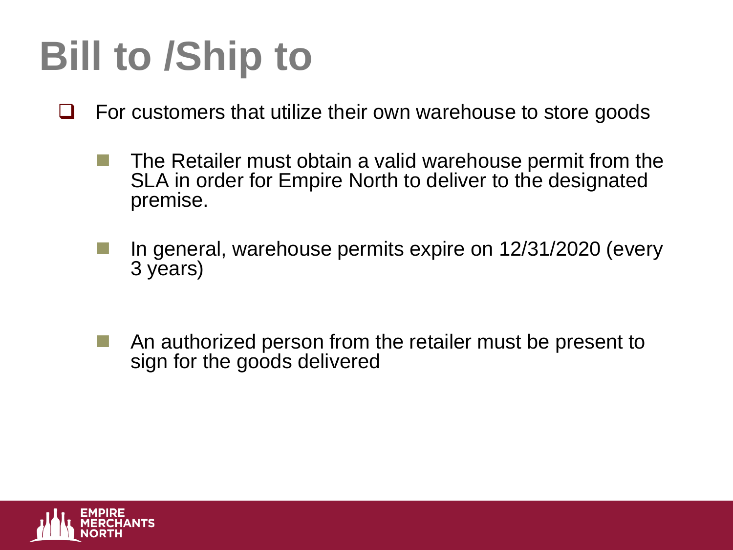# Bill to /Ship to

- For customers that utilize their own warehouse to store goods
  - The Retailer must obtain a valid warehouse permit from the SLA in order for Empire North to deliver to the designated premise.
  - In general, warehouse permits expire on 12/31/2020 (every 3 years)
  - An authorized person from the retailer must be present to sign for the goods delivered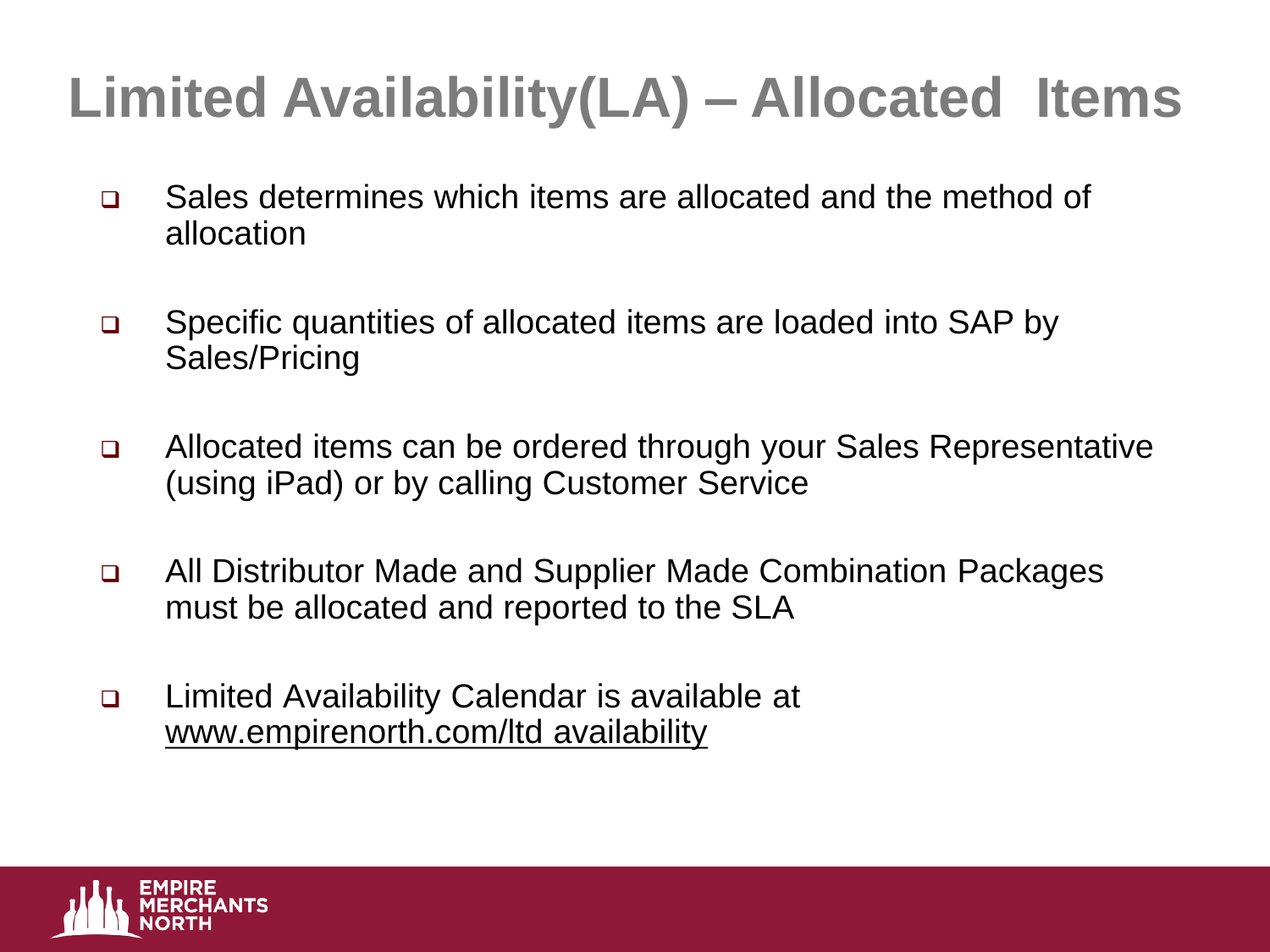# Limited Availability(LA) – Allocated Items

- Sales determines which items are allocated and the method of allocation
- Specific quantities of allocated items are loaded into SAP by Sales/Pricing
- Allocated items can be ordered through your Sales Representative (using iPad) or by calling Customer Service
- All Distributor Made and Supplier Made Combination Packages must be allocated and reported to the SLA
- Limited Availability Calendar is available at www.empirenorth.com/ltd availability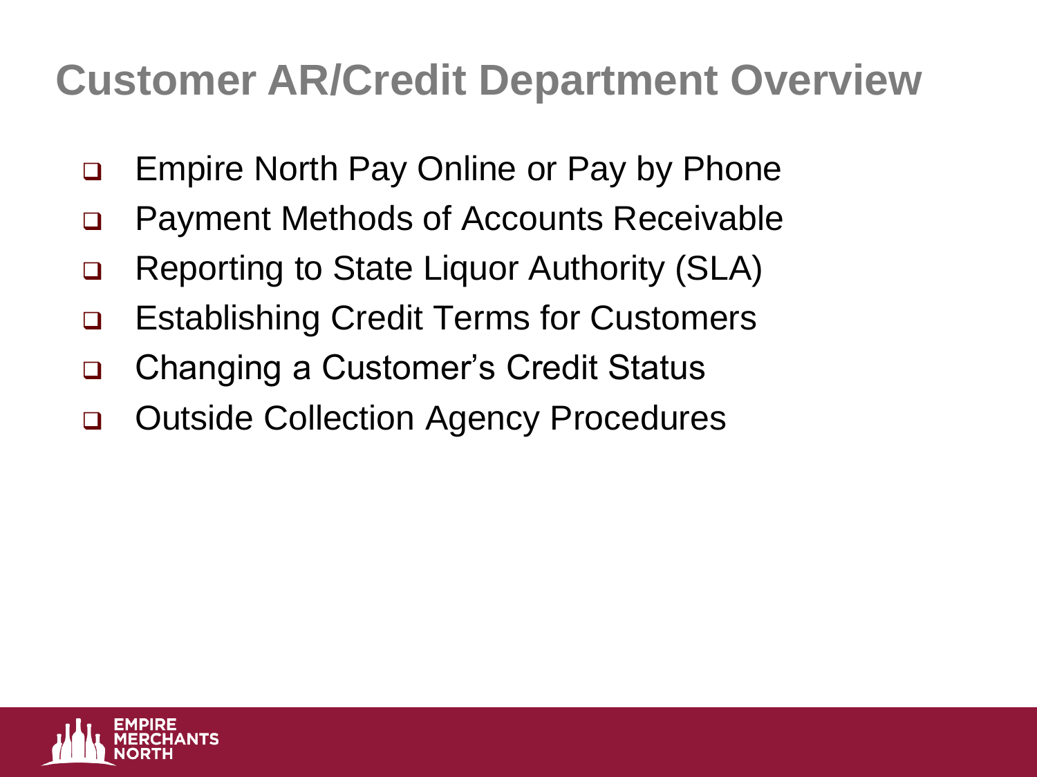# Customer AR/Credit Department Overview

- Empire North Pay Online or Pay by Phone
- Payment Methods of Accounts Receivable
- Reporting to State Liquor Authority (SLA)
- Establishing Credit Terms for Customers
- Changing a Customer's Credit Status
- Outside Collection Agency Procedures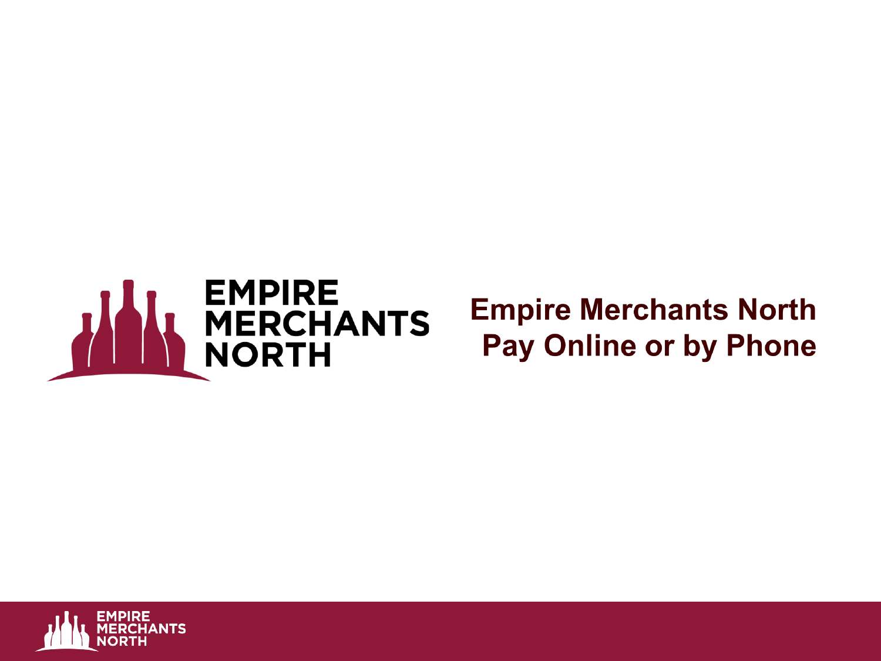# Empire Merchants North Pay Online or by Phone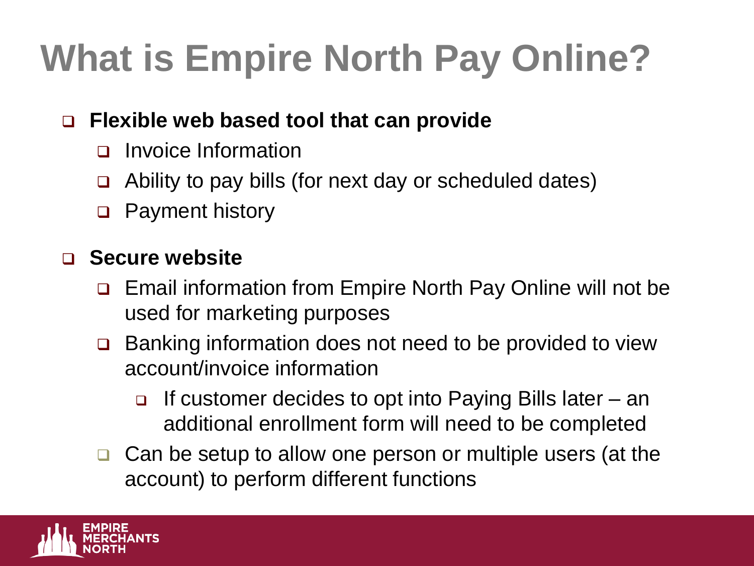# What is Empire North Pay Online?

- **Flexible web based tool that can provide**
  - Invoice Information
  - Ability to pay bills (for next day or scheduled dates)
  - Payment history
- **Secure website**
  - Email information from Empire North Pay Online will not be used for marketing purposes
  - Banking information does not need to be provided to view account/invoice information
    - If customer decides to opt into Paying Bills later – an additional enrollment form will need to be completed
  - Can be setup to allow one person or multiple users (at the account) to perform different functions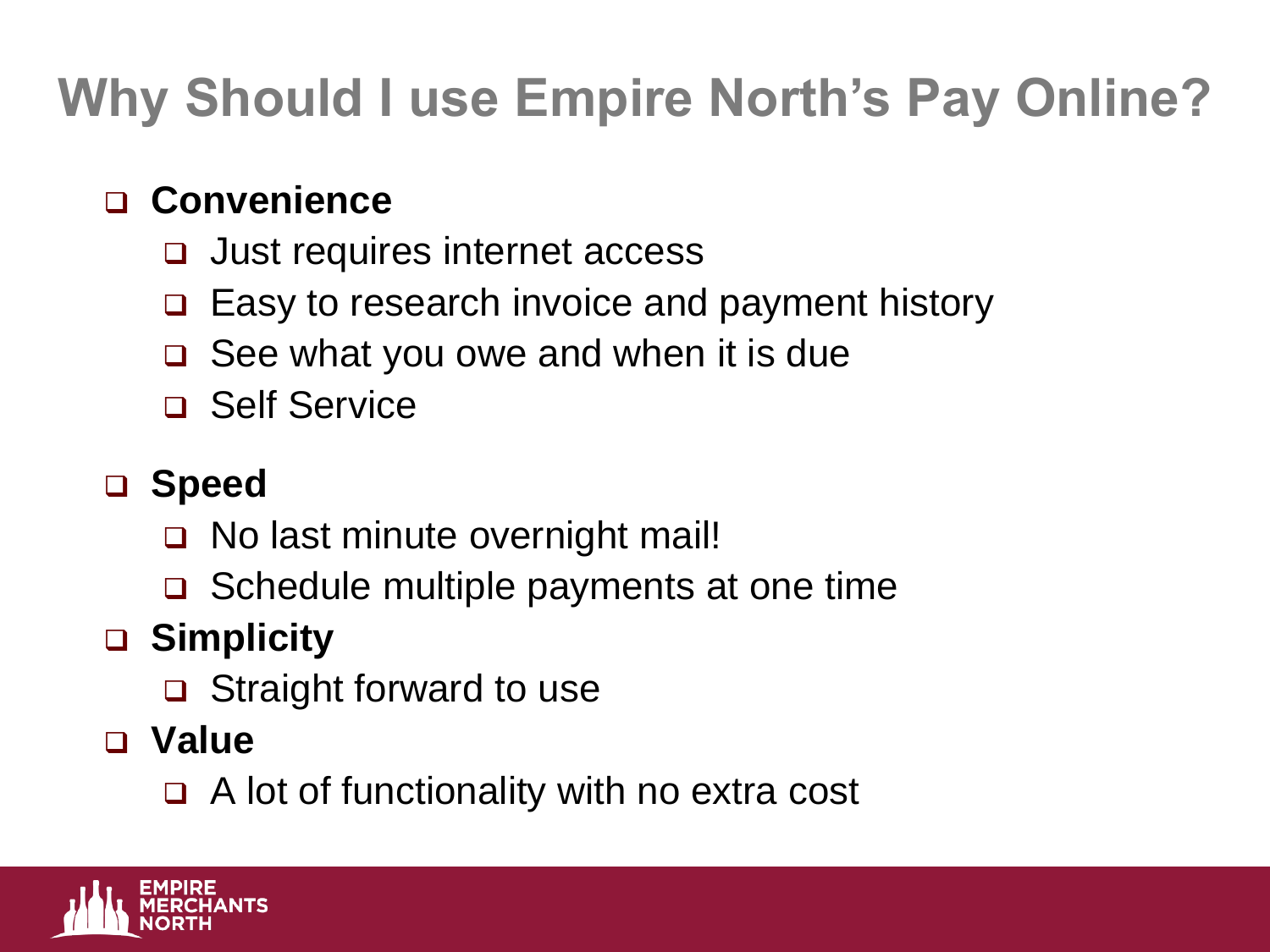# Why Should I use Empire North's Pay Online?

- **Convenience**
  - Just requires internet access
  - Easy to research invoice and payment history
  - See what you owe and when it is due
  - Self Service
- **Speed**
  - No last minute overnight mail!
  - Schedule multiple payments at one time
- **Simplicity**
  - Straight forward to use
- **Value**
  - A lot of functionality with no extra cost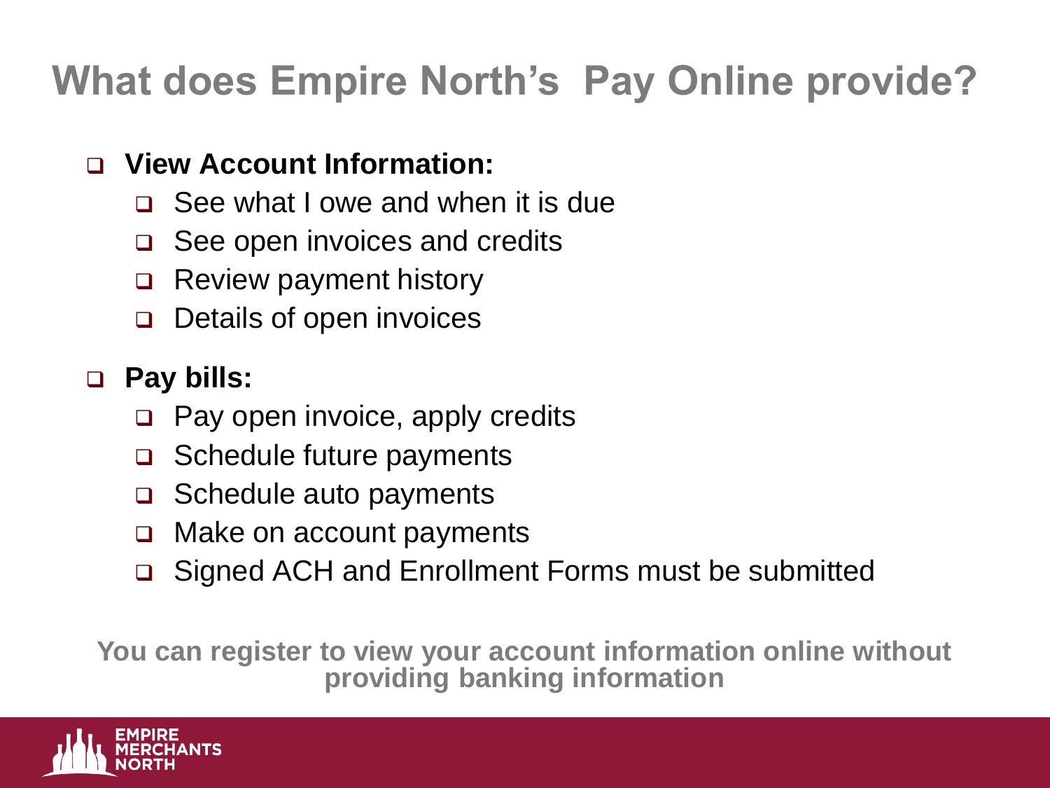# What does Empire North's Pay Online provide?

- **View Account Information:**
  - See what I owe and when it is due
  - See open invoices and credits
  - Review payment history
  - Details of open invoices
- **Pay bills:**
  - Pay open invoice, apply credits
  - Schedule future payments
  - Schedule auto payments
  - Make on account payments
  - Signed ACH and Enrollment Forms must be submitted

**You can register to view your account information online without providing banking information**

EMPIRE MERCHANTS NORTH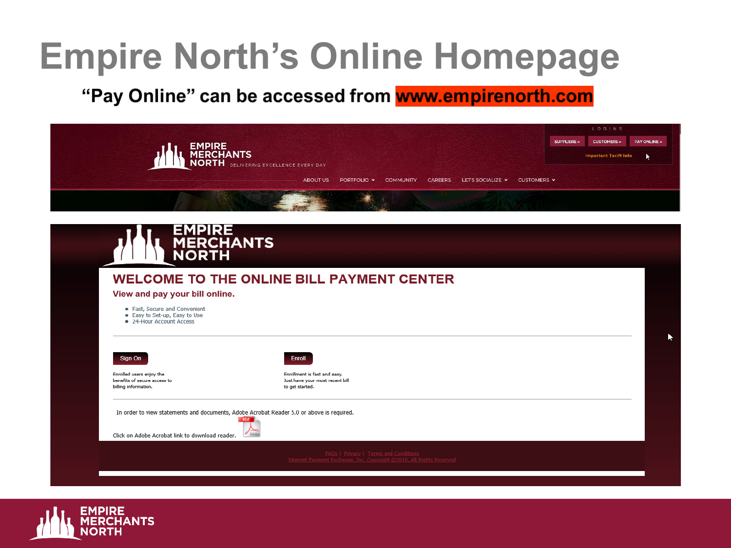# Empire North's Online Homepage

**"Pay Online" can be accessed from www.empirenorth.com**

EMPIRE MERCHANTS NORTH — DELIVERING EXCELLENCE EVERY DAY

LOGINS: SUPPLIERS » | CUSTOMERS » | PAY ONLINE »

Important Tariff Info

ABOUT US | PORTFOLIO | COMMUNITY | CAREERS | LET'S SOCIALIZE | CUSTOMERS

EMPIRE MERCHANTS NORTH

## WELCOME TO THE ONLINE BILL PAYMENT CENTER

### View and pay your bill online.

- Fast, Secure and Convenient
- Easy to Set-up, Easy to Use
- 24-Hour Account Access

**Sign On**

Enrolled users enjoy the benefits of secure access to billing information.

**Enroll**

Enrollment is fast and easy. Just have your most recent bill to get started.

In order to view statements and documents, Adobe Acrobat Reader 5.0 or above is required.

Click on Adobe Acrobat link to download reader.

FAQs | Privacy | Terms and Conditions

Internet Payment Exchange, Inc. Copyright ©2010. All Rights Reserved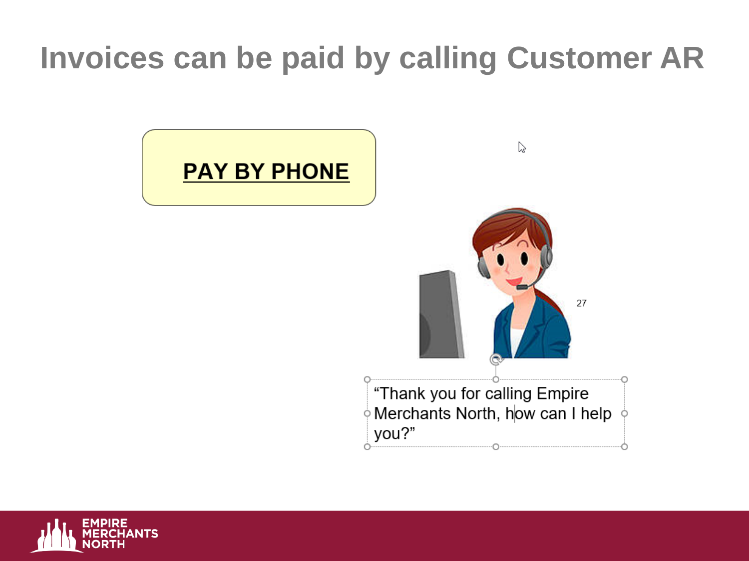# Invoices can be paid by calling Customer AR

**PAY BY PHONE**

"Thank you for calling Empire Merchants North, how can I help you?"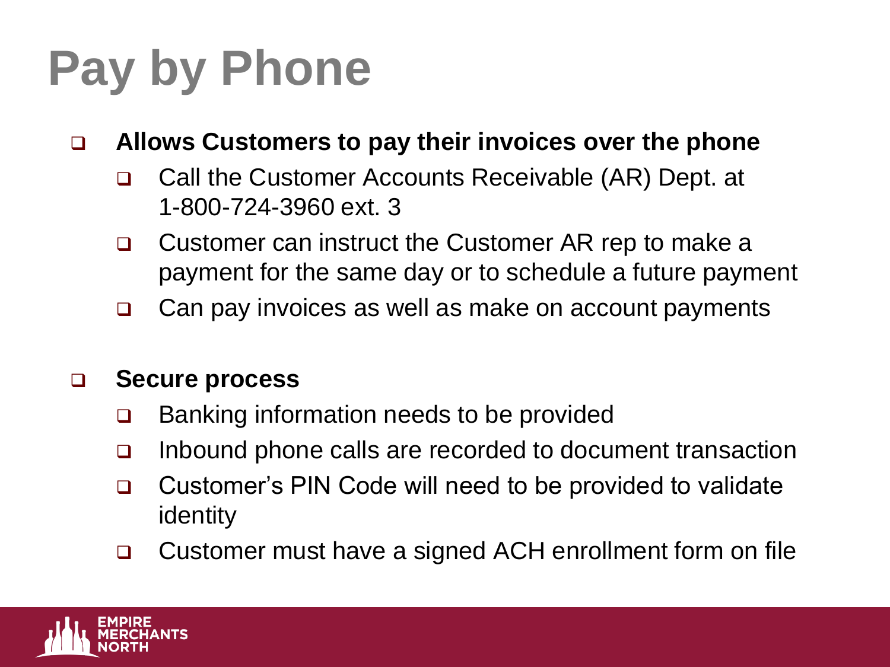# Pay by Phone

- **Allows Customers to pay their invoices over the phone**
  - Call the Customer Accounts Receivable (AR) Dept. at 1-800-724-3960 ext. 3
  - Customer can instruct the Customer AR rep to make a payment for the same day or to schedule a future payment
  - Can pay invoices as well as make on account payments

- **Secure process**
  - Banking information needs to be provided
  - Inbound phone calls are recorded to document transaction
  - Customer's PIN Code will need to be provided to validate identity
  - Customer must have a signed ACH enrollment form on file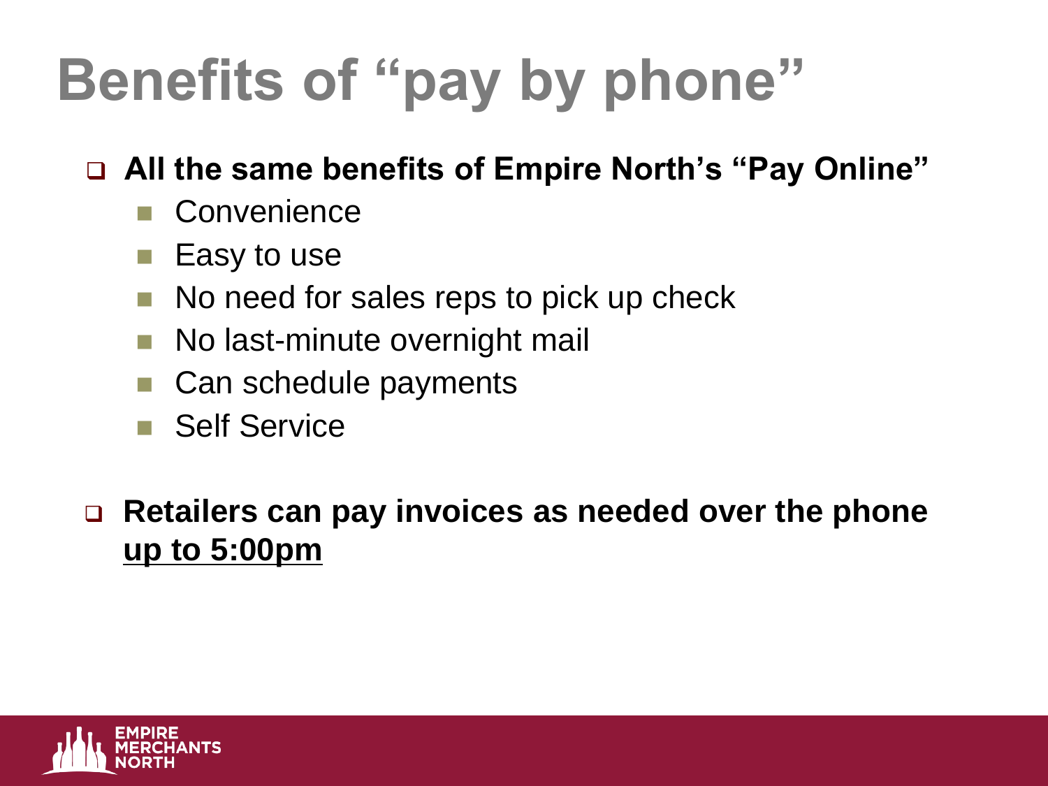# Benefits of "pay by phone"

- **All the same benefits of Empire North's "Pay Online"**
  - Convenience
  - Easy to use
  - No need for sales reps to pick up check
  - No last-minute overnight mail
  - Can schedule payments
  - Self Service

- **Retailers can pay invoices as needed over the phone <u>up to 5:00pm</u>**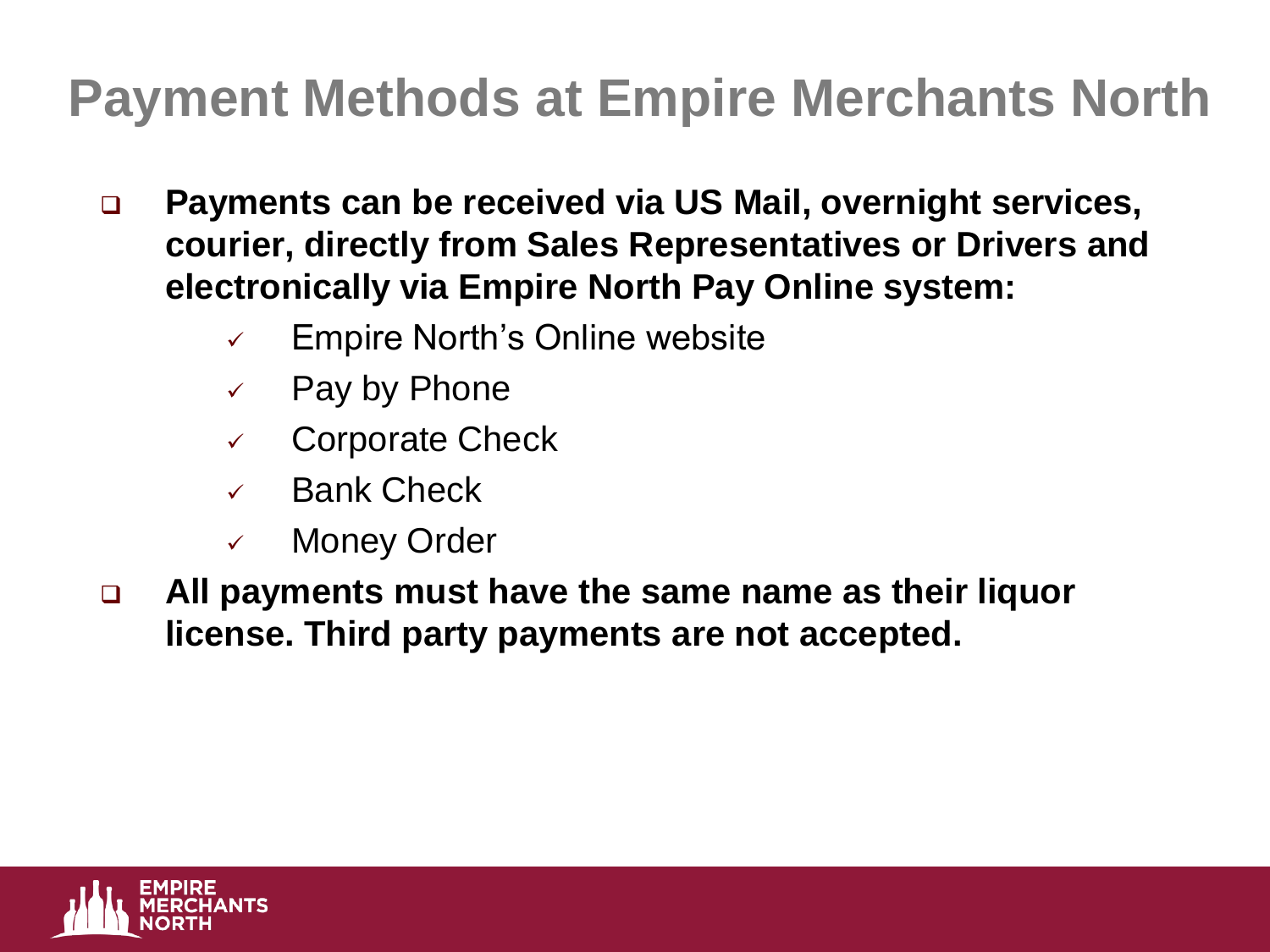# Payment Methods at Empire Merchants North

- **Payments can be received via US Mail, overnight services, courier, directly from Sales Representatives or Drivers and electronically via Empire North Pay Online system:**
  - ✓ Empire North's Online website
  - ✓ Pay by Phone
  - ✓ Corporate Check
  - ✓ Bank Check
  - ✓ Money Order
- **All payments must have the same name as their liquor license. Third party payments are not accepted.**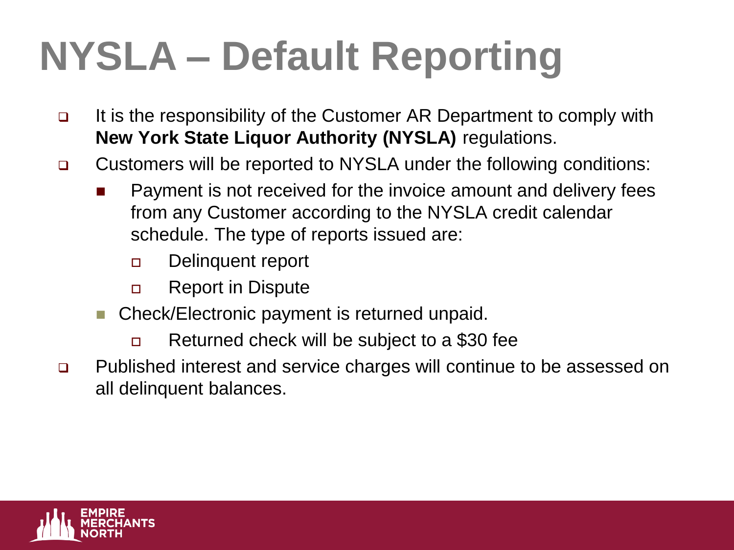# NYSLA – Default Reporting

- It is the responsibility of the Customer AR Department to comply with **New York State Liquor Authority (NYSLA)** regulations.
- Customers will be reported to NYSLA under the following conditions:
  - Payment is not received for the invoice amount and delivery fees from any Customer according to the NYSLA credit calendar schedule. The type of reports issued are:
    - Delinquent report
    - Report in Dispute
  - Check/Electronic payment is returned unpaid.
    - Returned check will be subject to a $30 fee
- Published interest and service charges will continue to be assessed on all delinquent balances.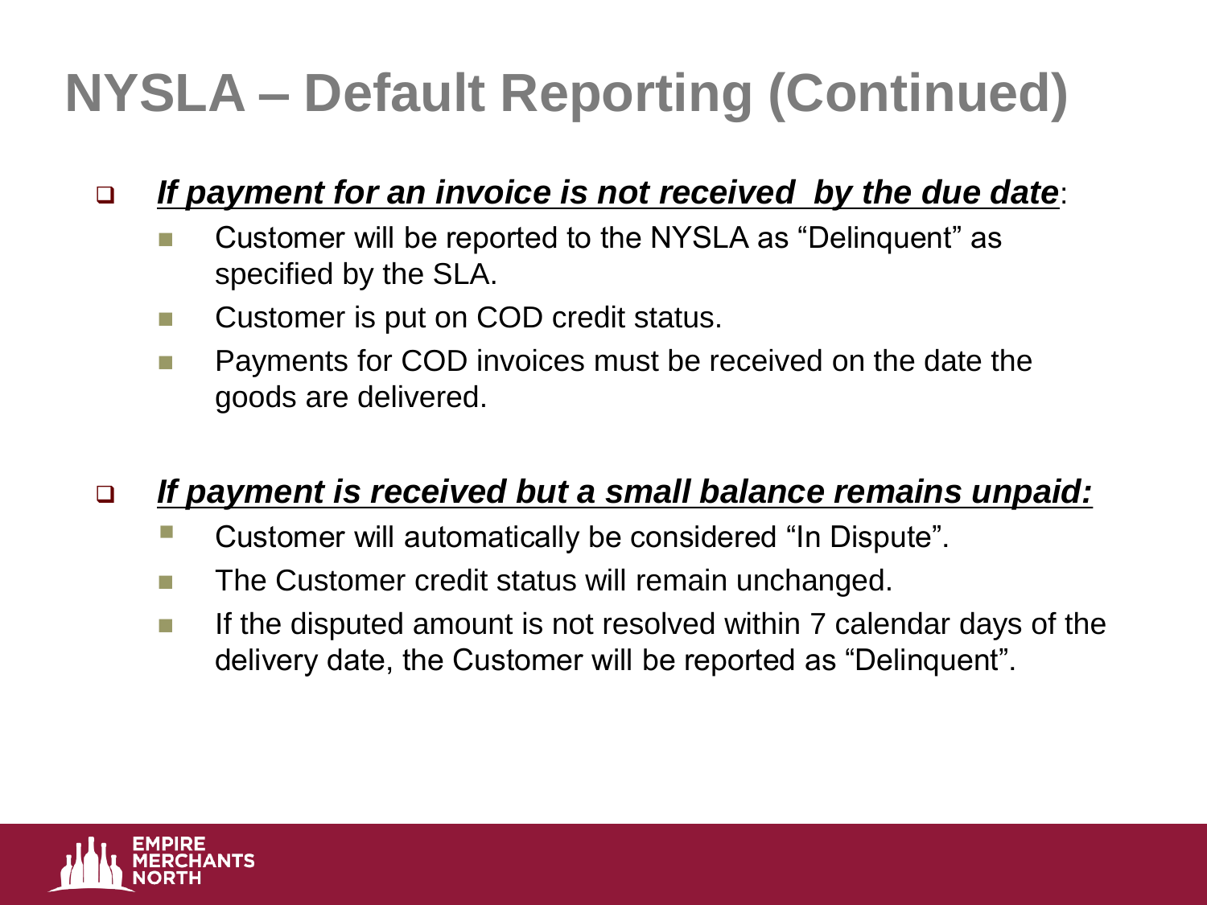# NYSLA – Default Reporting (Continued)

- ***If payment for an invoice is not received by the due date***:
  - Customer will be reported to the NYSLA as "Delinquent" as specified by the SLA.
  - Customer is put on COD credit status.
  - Payments for COD invoices must be received on the date the goods are delivered.

- ***If payment is received but a small balance remains unpaid:***
  - Customer will automatically be considered "In Dispute".
  - The Customer credit status will remain unchanged.
  - If the disputed amount is not resolved within 7 calendar days of the delivery date, the Customer will be reported as "Delinquent".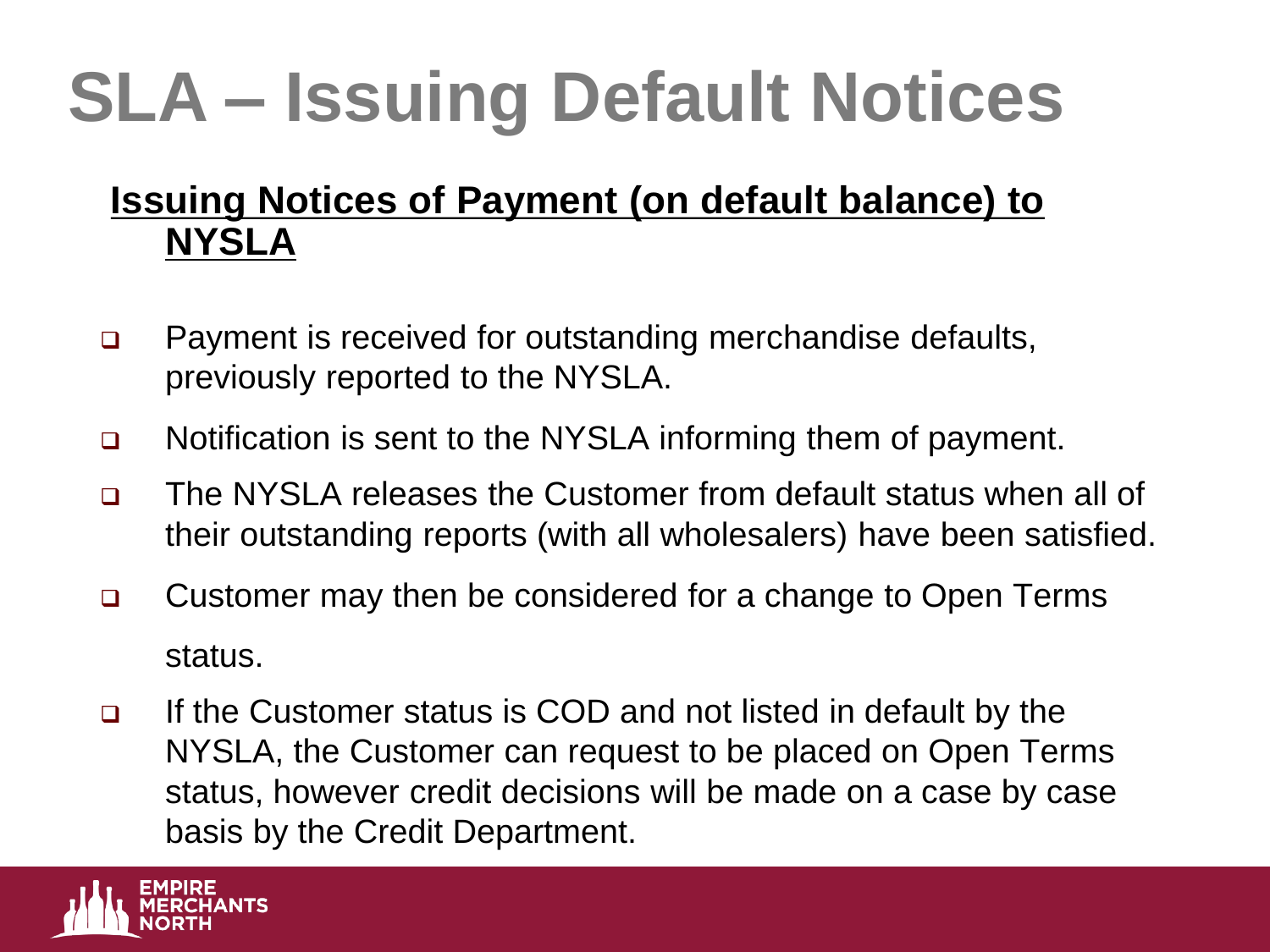# SLA – Issuing Default Notices

**Issuing Notices of Payment (on default balance) to NYSLA**

- Payment is received for outstanding merchandise defaults, previously reported to the NYSLA.
- Notification is sent to the NYSLA informing them of payment.
- The NYSLA releases the Customer from default status when all of their outstanding reports (with all wholesalers) have been satisfied.
- Customer may then be considered for a change to Open Terms status.
- If the Customer status is COD and not listed in default by the NYSLA, the Customer can request to be placed on Open Terms status, however credit decisions will be made on a case by case basis by the Credit Department.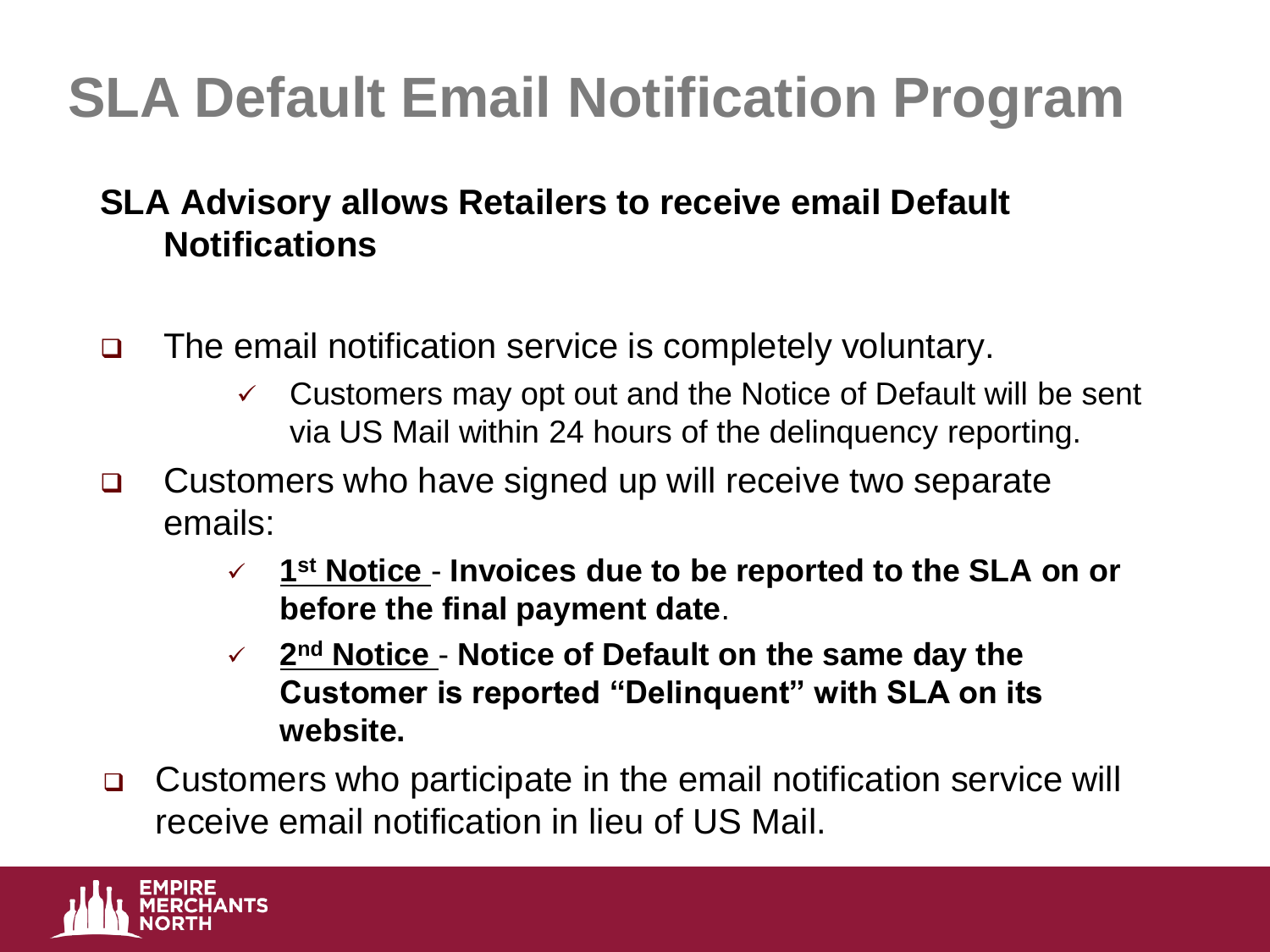# SLA Default Email Notification Program

**SLA Advisory allows Retailers to receive email Default Notifications**

- The email notification service is completely voluntary.
  - Customers may opt out and the Notice of Default will be sent via US Mail within 24 hours of the delinquency reporting.
- Customers who have signed up will receive two separate emails:
  - **1st Notice** - **Invoices due to be reported to the SLA on or before the final payment date**.
  - **2nd Notice** - **Notice of Default on the same day the Customer is reported "Delinquent" with SLA on its website.**
- Customers who participate in the email notification service will receive email notification in lieu of US Mail.

EMPIRE MERCHANTS NORTH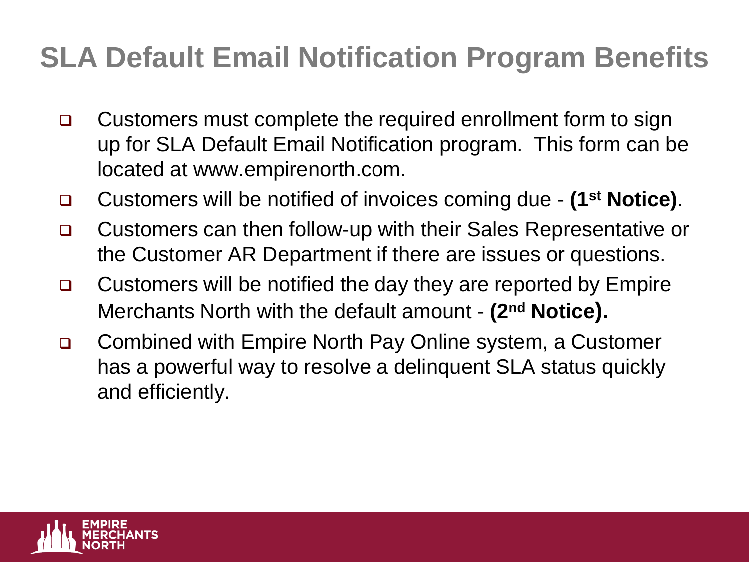# SLA Default Email Notification Program Benefits

- Customers must complete the required enrollment form to sign up for SLA Default Email Notification program. This form can be located at www.empirenorth.com.
- Customers will be notified of invoices coming due - **(1st Notice)**.
- Customers can then follow-up with their Sales Representative or the Customer AR Department if there are issues or questions.
- Customers will be notified the day they are reported by Empire Merchants North with the default amount - **(2nd Notice).**
- Combined with Empire North Pay Online system, a Customer has a powerful way to resolve a delinquent SLA status quickly and efficiently.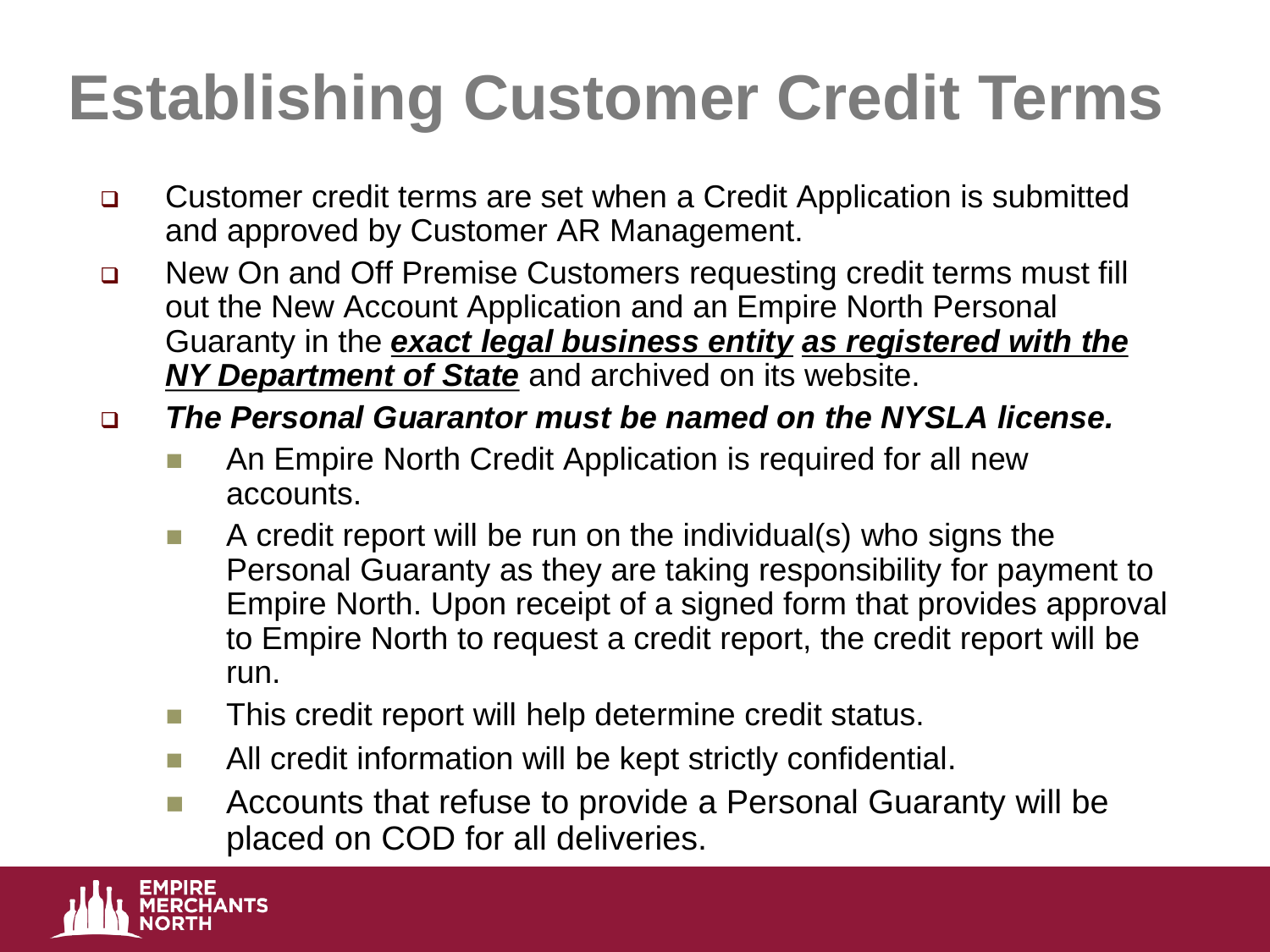# Establishing Customer Credit Terms

- Customer credit terms are set when a Credit Application is submitted and approved by Customer AR Management.
- New On and Off Premise Customers requesting credit terms must fill out the New Account Application and an Empire North Personal Guaranty in the ***exact legal business entity*** ***as registered with the NY Department of State*** and archived on its website.
- ***The Personal Guarantor must be named on the NYSLA license.***
  - An Empire North Credit Application is required for all new accounts.
  - A credit report will be run on the individual(s) who signs the Personal Guaranty as they are taking responsibility for payment to Empire North. Upon receipt of a signed form that provides approval to Empire North to request a credit report, the credit report will be run.
  - This credit report will help determine credit status.
  - All credit information will be kept strictly confidential.
  - Accounts that refuse to provide a Personal Guaranty will be placed on COD for all deliveries.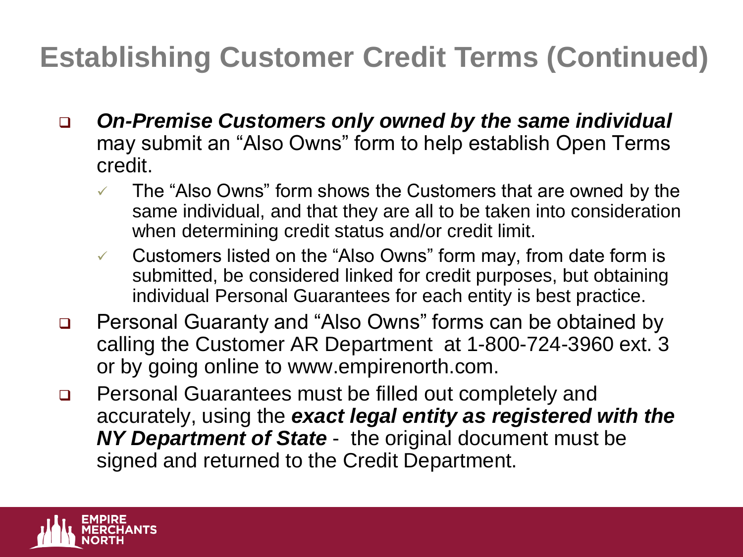# Establishing Customer Credit Terms (Continued)

- ***On-Premise Customers only owned by the same individual*** may submit an "Also Owns" form to help establish Open Terms credit.
  - The "Also Owns" form shows the Customers that are owned by the same individual, and that they are all to be taken into consideration when determining credit status and/or credit limit.
  - Customers listed on the "Also Owns" form may, from date form is submitted, be considered linked for credit purposes, but obtaining individual Personal Guarantees for each entity is best practice.
- Personal Guaranty and "Also Owns" forms can be obtained by calling the Customer AR Department at 1-800-724-3960 ext. 3 or by going online to www.empirenorth.com.
- Personal Guarantees must be filled out completely and accurately, using the ***exact legal entity as registered with the NY Department of State*** - the original document must be signed and returned to the Credit Department.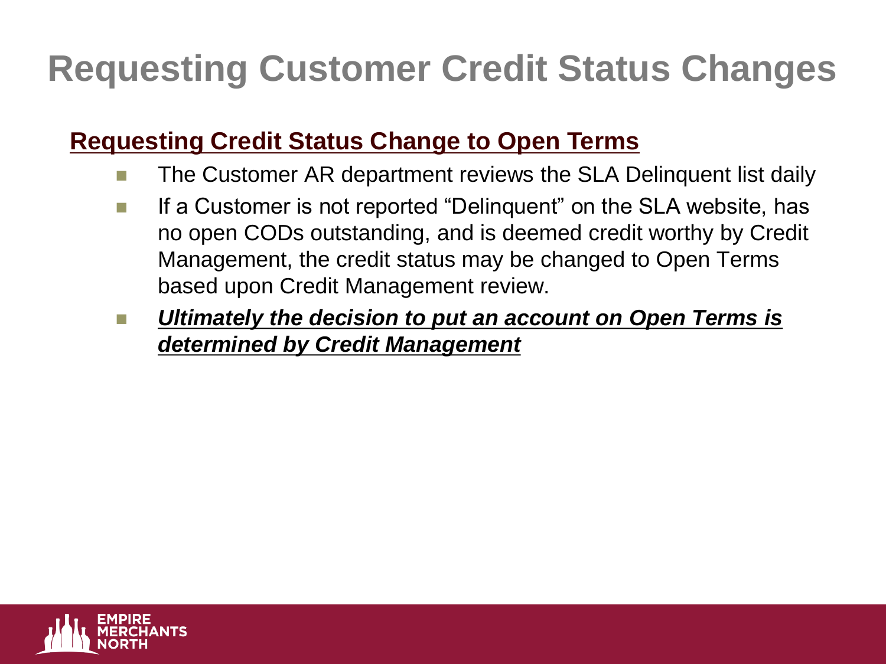# Requesting Customer Credit Status Changes

## Requesting Credit Status Change to Open Terms

- The Customer AR department reviews the SLA Delinquent list daily
- If a Customer is not reported "Delinquent" on the SLA website, has no open CODs outstanding, and is deemed credit worthy by Credit Management, the credit status may be changed to Open Terms based upon Credit Management review.
- ***Ultimately the decision to put an account on Open Terms is determined by Credit Management***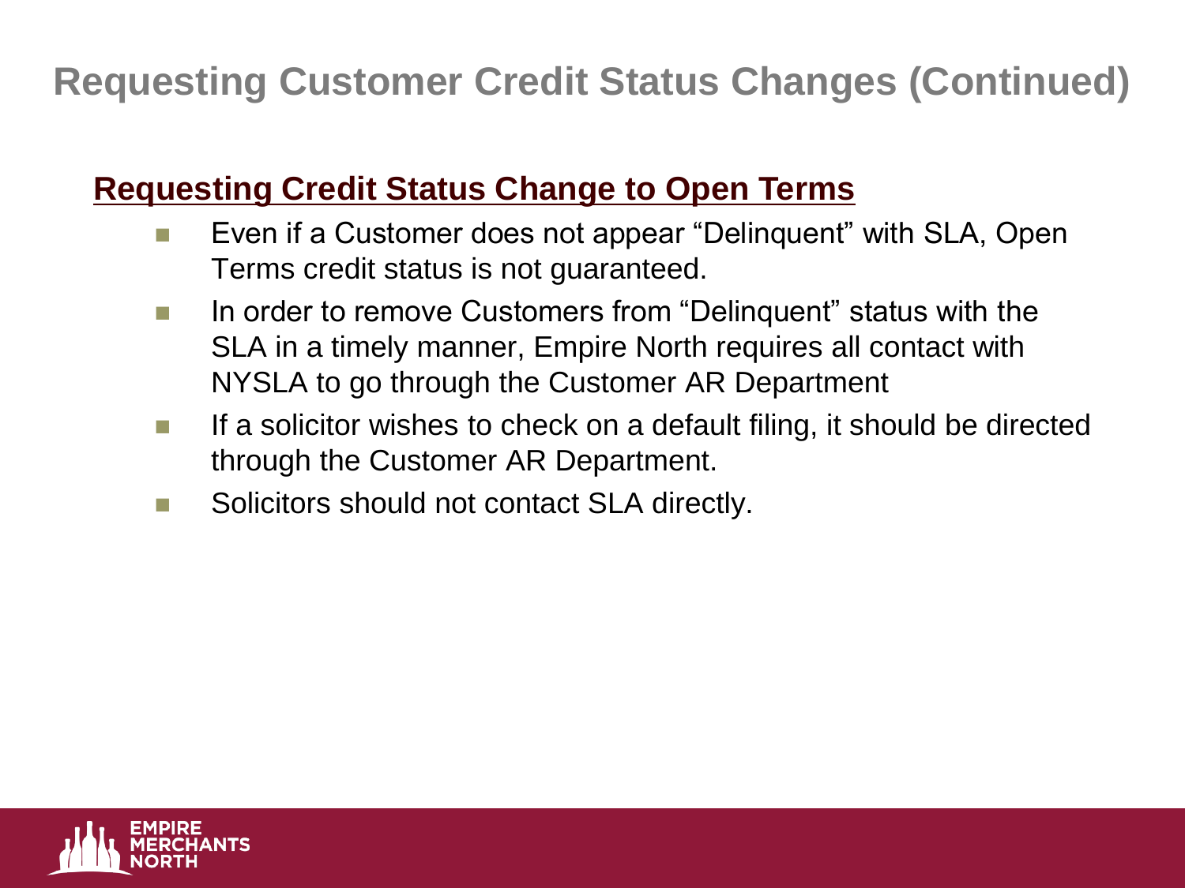# Requesting Customer Credit Status Changes (Continued)

## Requesting Credit Status Change to Open Terms

- Even if a Customer does not appear “Delinquent” with SLA, Open Terms credit status is not guaranteed.
- In order to remove Customers from “Delinquent” status with the SLA in a timely manner, Empire North requires all contact with NYSLA to go through the Customer AR Department
- If a solicitor wishes to check on a default filing, it should be directed through the Customer AR Department.
- Solicitors should not contact SLA directly.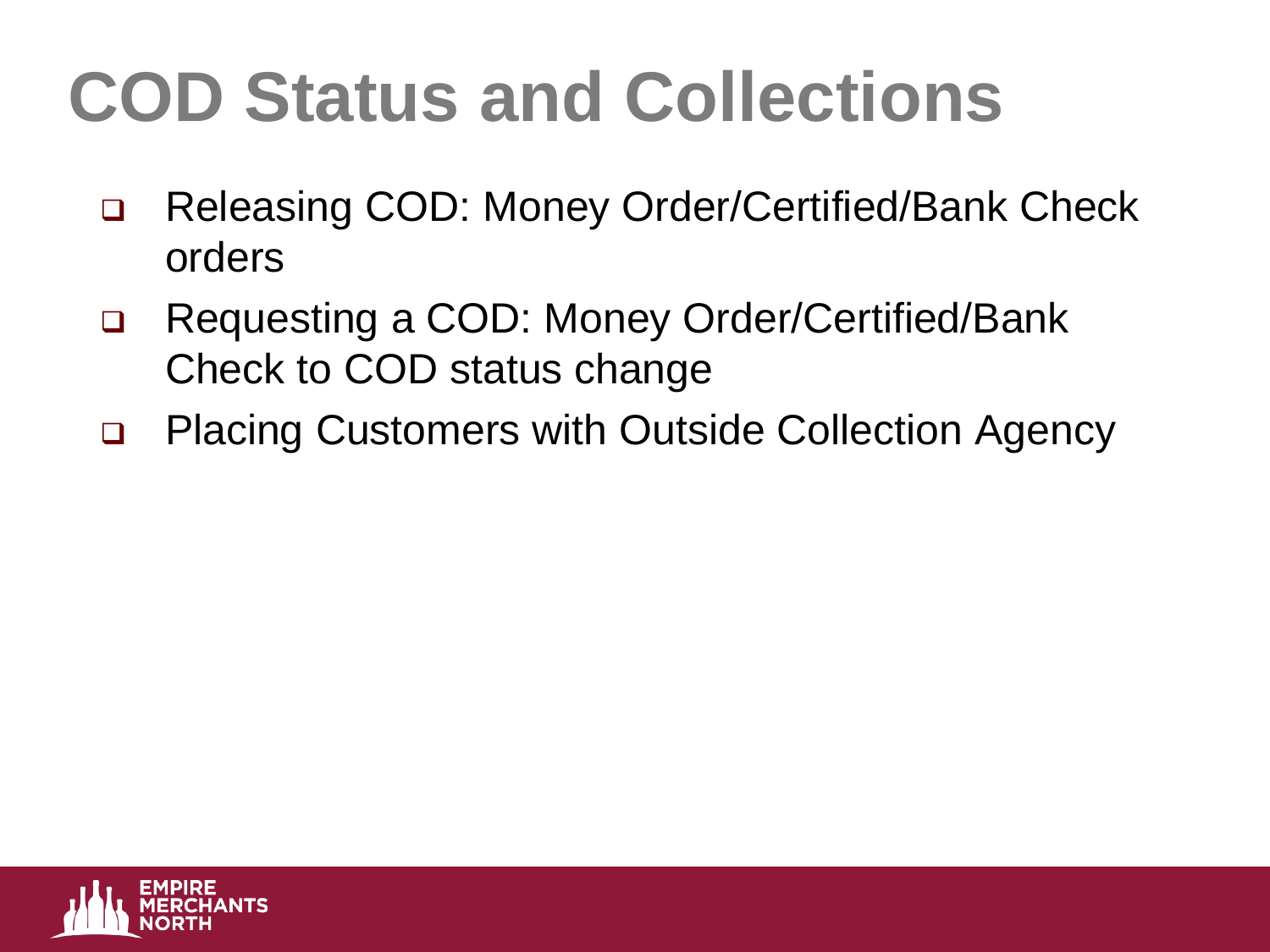# COD Status and Collections

- Releasing COD: Money Order/Certified/Bank Check orders
- Requesting a COD: Money Order/Certified/Bank Check to COD status change
- Placing Customers with Outside Collection Agency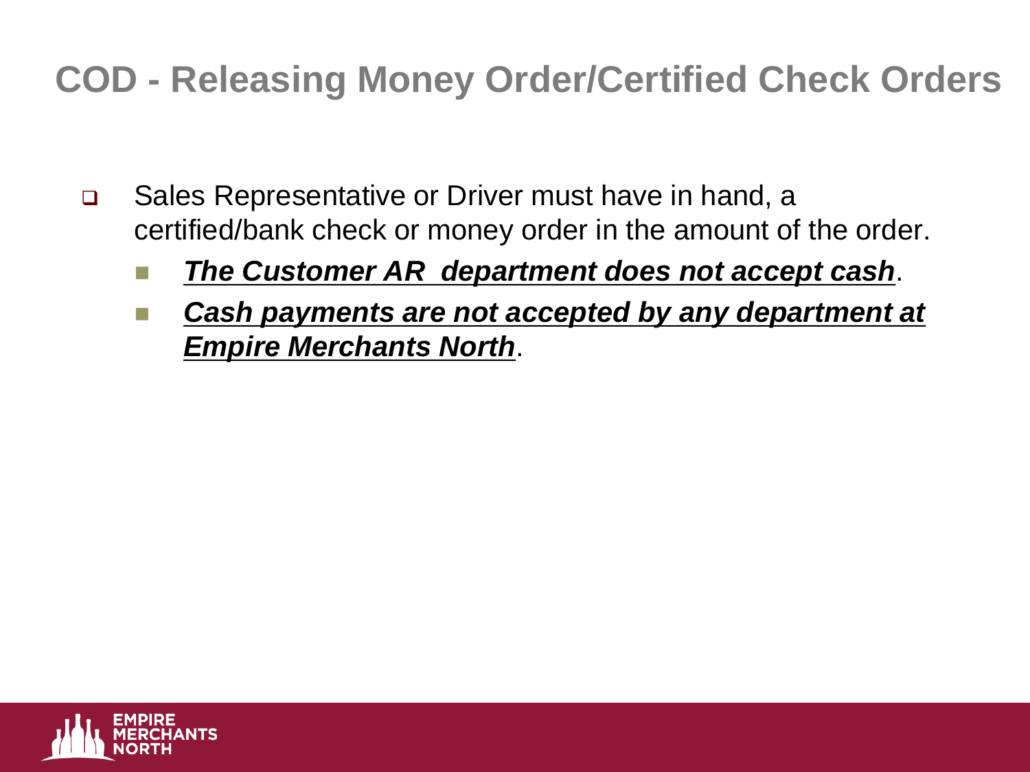# COD - Releasing Money Order/Certified Check Orders

- Sales Representative or Driver must have in hand, a certified/bank check or money order in the amount of the order.
  - ***<u>The Customer AR  department does not accept cash</u>***.
  - ***<u>Cash payments are not accepted by any department at Empire Merchants North</u>***.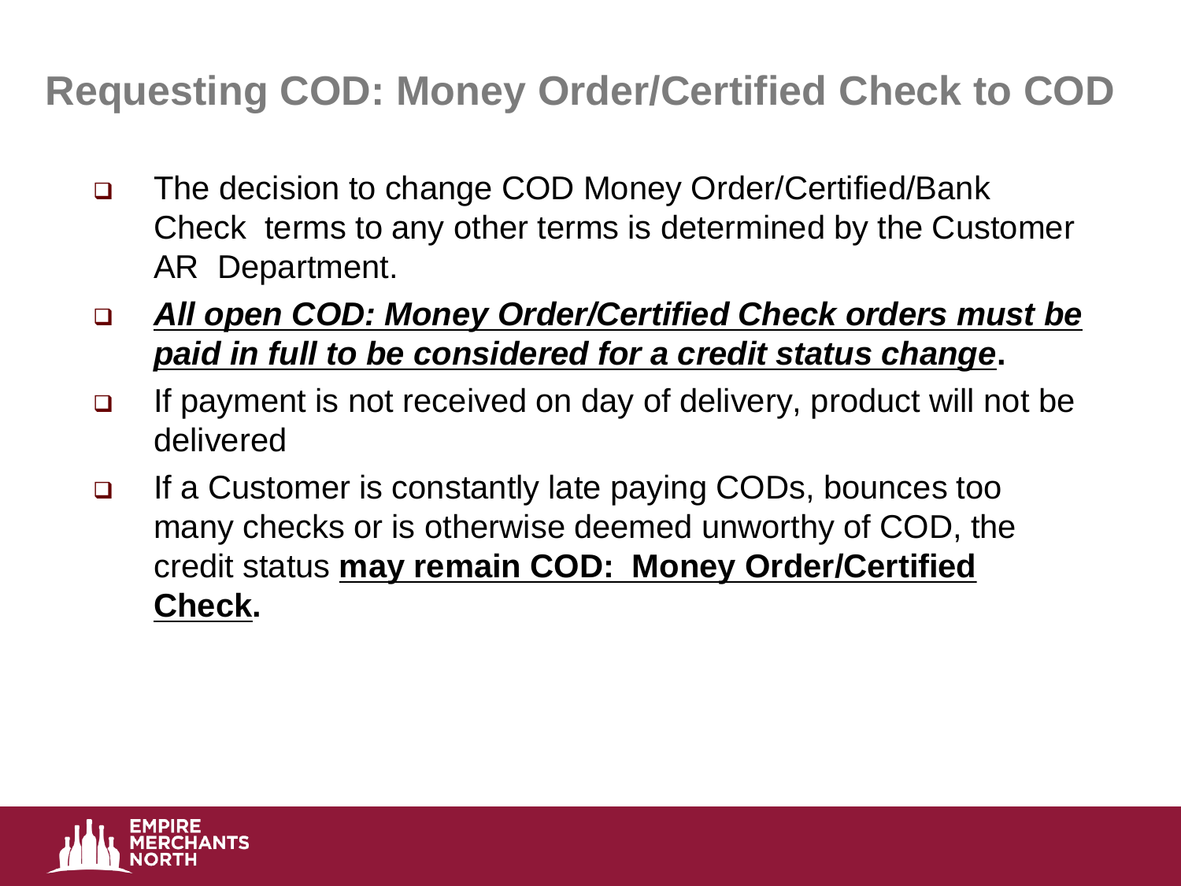## Requesting COD: Money Order/Certified Check to COD

- The decision to change COD Money Order/Certified/Bank Check terms to any other terms is determined by the Customer AR Department.
- ***All open COD: Money Order/Certified Check orders must be paid in full to be considered for a credit status change*****.**
- If payment is not received on day of delivery, product will not be delivered
- If a Customer is constantly late paying CODs, bounces too many checks or is otherwise deemed unworthy of COD, the credit status **may remain COD: Money Order/Certified Check.**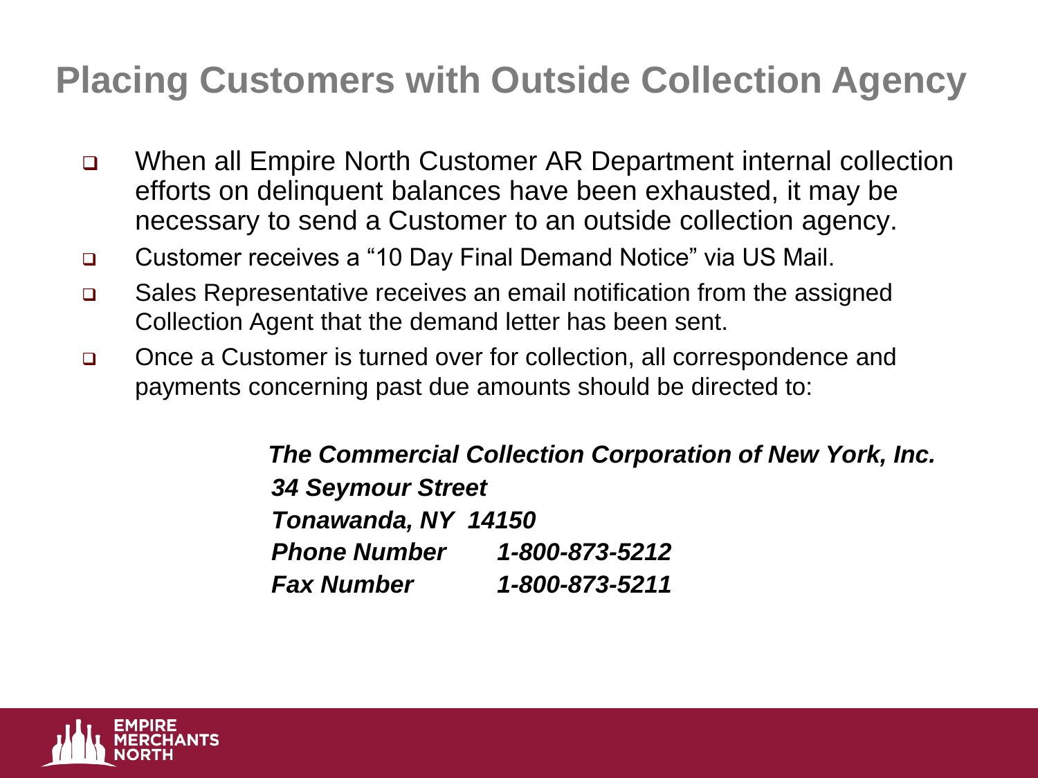# Placing Customers with Outside Collection Agency

- When all Empire North Customer AR Department internal collection efforts on delinquent balances have been exhausted, it may be necessary to send a Customer to an outside collection agency.
- Customer receives a "10 Day Final Demand Notice" via US Mail.
- Sales Representative receives an email notification from the assigned Collection Agent that the demand letter has been sent.
- Once a Customer is turned over for collection, all correspondence and payments concerning past due amounts should be directed to:

***The Commercial Collection Corporation of New York, Inc.***
***34 Seymour Street***
***Tonawanda, NY 14150***
***Phone Number 1-800-873-5212***
***Fax Number 1-800-873-5211***

EMPIRE MERCHANTS NORTH